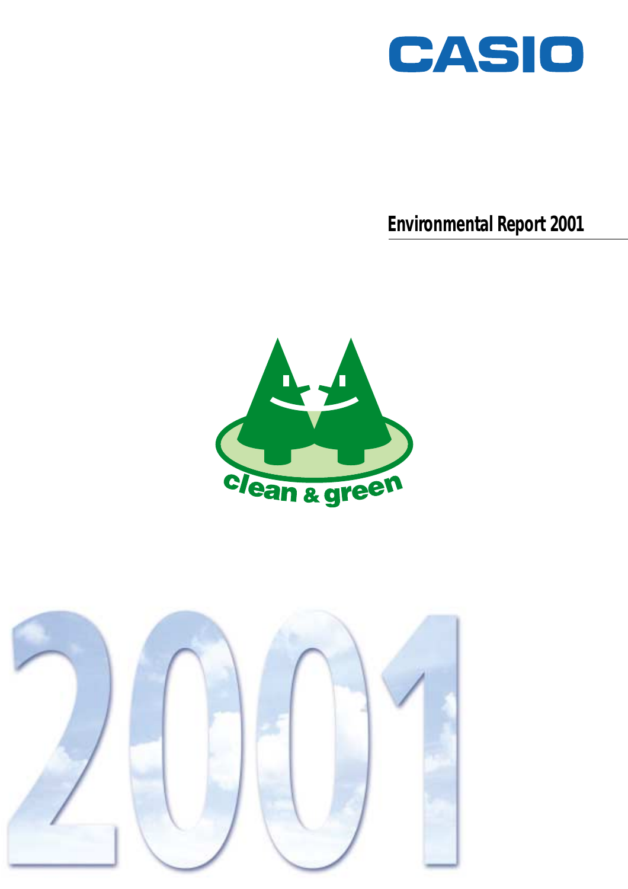CASIO

# Environmental Report 2001

clean & green

2001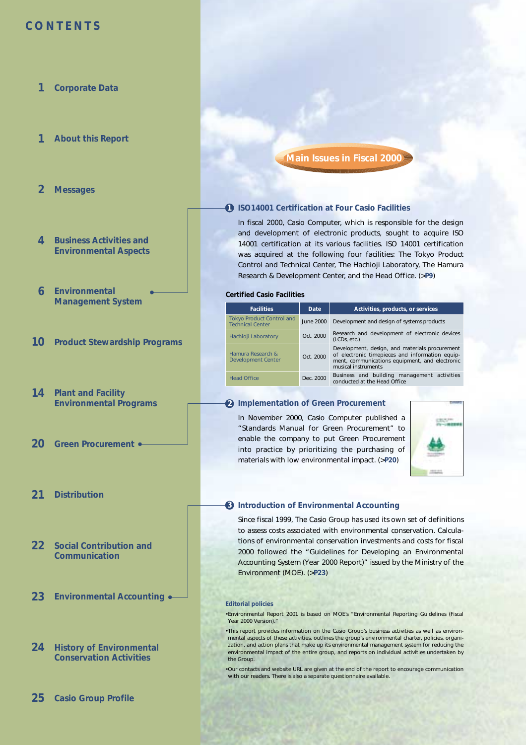# CONTENTS

1 Corporate Data

1 About this Report

2 Messages

4 Business Activities and Environmental Aspects

6 Environmental Management System

10 Product Stewardship Programs

14 Plant and Facility Environmental Programs

20 Green Procurement

21 Distribution

22 Social Contribution and Communication

23 Environmental Accounting

24 History of Environmental Conservation Activities

25 Casio Group Profile

# Main Issues in Fiscal 2000

## 1 ISO14001 Certification at Four Casio Facilities

In fiscal 2000, Casio Computer, which is responsible for the design and development of electronic products, sought to acquire ISO 14001 certification at its various facilities. ISO 14001 certification was acquired at the following four facilities: The Tokyo Product Control and Technical Center, The Hachioji Laboratory, The Hamura Research & Development Center, and the Head Office. (>P9)

**Certified Casio Facilities**

| Facilities | Date | Activities, products, or services |
|---|---|---|
| Tokyo Product Control and Technical Center | June 2000 | Development and design of systems products |
| Hachioji Laboratory | Oct. 2000 | Research and development of electronic devices (LCDs, etc.) |
| Hamura Research & Development Center | Oct. 2000 | Development, design, and materials procurement of electronic timepieces and information equipment, communications equipment, and electronic musical instruments |
| Head Office | Dec. 2000 | Business and building management activities conducted at the Head Office |

## 2 Implementation of Green Procurement

In November 2000, Casio Computer published a "Standards Manual for Green Procurement" to enable the company to put Green Procurement into practice by prioritizing the purchasing of materials with low environmental impact. (>P20)

## 3 Introduction of Environmental Accounting

Since fiscal 1999, The Casio Group has used its own set of definitions to assess costs associated with environmental conservation. Calculations of environmental conservation investments and costs for fiscal 2000 followed the "Guidelines for Developing an Environmental Accounting System (Year 2000 Report)" issued by the Ministry of the Environment (MOE). (>P23)

**Editorial policies**

- Environmental Report 2001 is based on MOE's "Environmental Reporting Guidelines (Fiscal Year 2000 Version)."
- This report provides information on the Casio Group's business activities as well as environmental aspects of these activities, outlines the group's environmental charter, policies, organization, and action plans that make up its environmental management system for reducing the environmental impact of the entire group, and reports on individual activities undertaken by the Group.
- Our contacts and website URL are given at the end of the report to encourage communication with our readers. There is also a separate questionnaire available.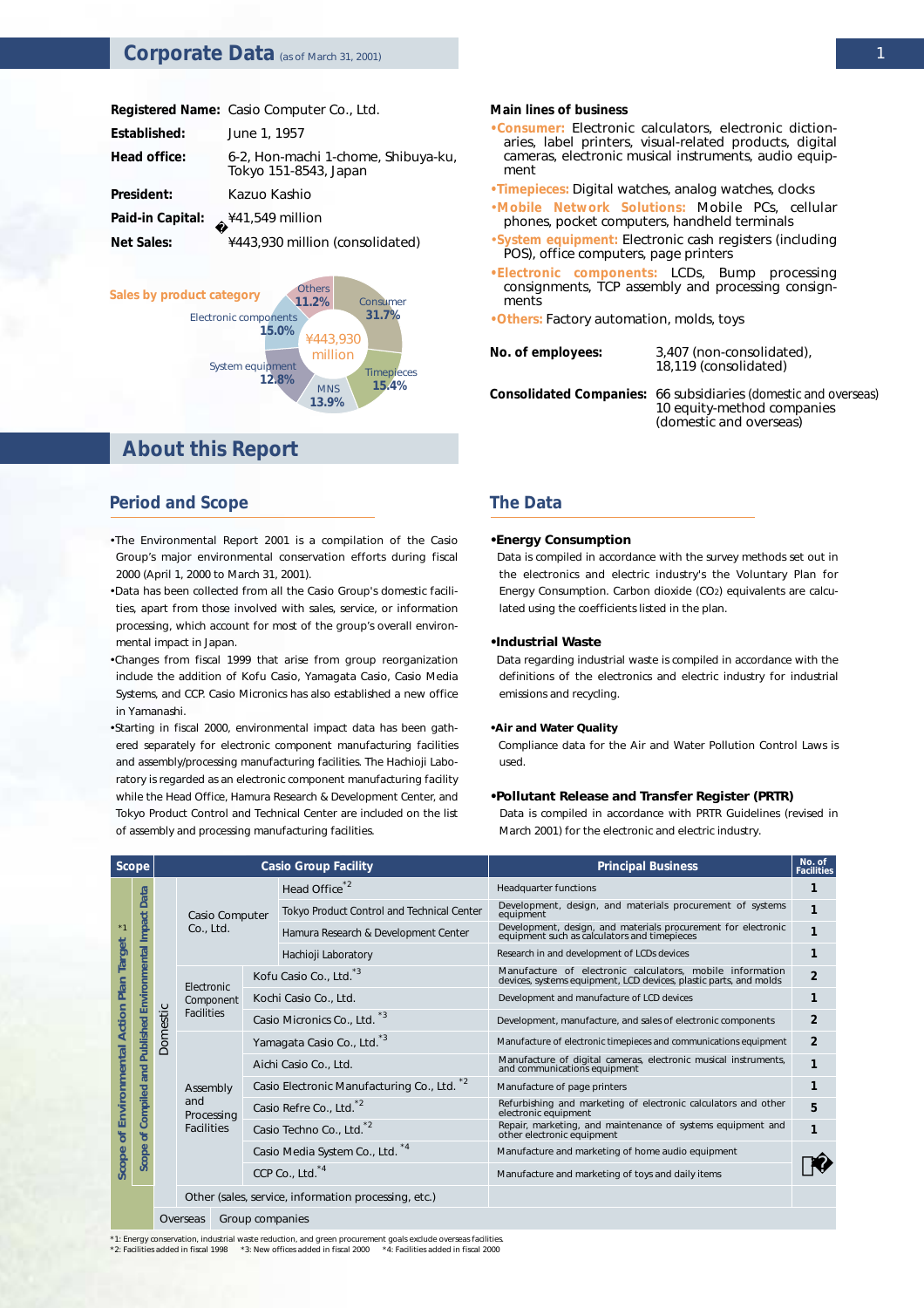# Corporate Data (as of March 31, 2001)

**Registered Name:** Casio Computer Co., Ltd.

**Established:** June 1, 1957

**Head office:** 6-2, Hon-machi 1-chome, Shibuya-ku, Tokyo 151-8543, Japan

**President:** Kazuo Kashio

**Paid-in Capital:** ¥41,549 million

**Net Sales:** ¥443,930 million (consolidated)

**Sales by product category**

¥443,930 million

- Consumer 31.7%
- Timepieces 15.4%
- MNS 13.9%
- System equipment 12.8%
- Electronic components 15.0%
- Others 11.2%

**Main lines of business**

- **Consumer:** Electronic calculators, electronic dictionaries, label printers, visual-related products, digital cameras, electronic musical instruments, audio equipment
- **Timepieces:** Digital watches, analog watches, clocks
- **Mobile Network Solutions:** Mobile PCs, cellular phones, pocket computers, handheld terminals
- **System equipment:** Electronic cash registers (including POS), office computers, page printers
- **Electronic components:** LCDs, Bump processing consignments, TCP assembly and processing consignments
- **Others:** Factory automation, molds, toys

**No. of employees:** 3,407 (non-consolidated), 18,119 (consolidated)

**Consolidated Companies:** 66 subsidiaries (domestic and overseas) 10 equity-method companies (domestic and overseas)

# About this Report

## Period and Scope

- The Environmental Report 2001 is a compilation of the Casio Group's major environmental conservation efforts during fiscal 2000 (April 1, 2000 to March 31, 2001).
- Data has been collected from all the Casio Group's domestic facilities, apart from those involved with sales, service, or information processing, which account for most of the group's overall environmental impact in Japan.
- Changes from fiscal 1999 that arise from group reorganization include the addition of Kofu Casio, Yamagata Casio, Casio Media Systems, and CCP. Casio Micronics has also established a new office in Yamanashi.
- Starting in fiscal 2000, environmental impact data has been gathered separately for electronic component manufacturing facilities and assembly/processing manufacturing facilities. The Hachioji Laboratory is regarded as an electronic component manufacturing facility while the Head Office, Hamura Research & Development Center, and Tokyo Product Control and Technical Center are included on the list of assembly and processing manufacturing facilities.

## The Data

**•Energy Consumption**

Data is compiled in accordance with the survey methods set out in the electronics and electric industry's the Voluntary Plan for Energy Consumption. Carbon dioxide ($CO_2$) equivalents are calculated using the coefficients listed in the plan.

**•Industrial Waste**

Data regarding industrial waste is compiled in accordance with the definitions of the electronics and electric industry for industrial emissions and recycling.

**•Air and Water Quality**

Compliance data for the Air and Water Pollution Control Laws is used.

**•Pollutant Release and Transfer Register (PRTR)**

Data is compiled in accordance with PRTR Guidelines (revised in March 2001) for the electronic and electric industry.

| Scope | | | Casio Group Facility | | | Principal Business | No. of Facilities |
|---|---|---|---|---|---|---|---|
| Scope of Environmental Action Plan Target *1 | Scope of Compiled and Published Environmental Impact Data | Domestic | Casio Computer Co., Ltd. | | Head Office*2 | Headquarter functions | 1 |
| | | | | | Tokyo Product Control and Technical Center | Development, design, and materials procurement of systems equipment | 1 |
| | | | | | Hamura Research & Development Center | Development, design, and materials procurement for electronic equipment such as calculators and timepieces | 1 |
| | | | | | Hachioji Laboratory | Research in and development of LCDs devices | 1 |
| | | | Electronic Component Facilities | Kofu Casio Co., Ltd.*3 | | Manufacture of electronic calculators, mobile information devices, systems equipment, LCD devices, plastic parts, and molds | 2 |
| | | | | Kochi Casio Co., Ltd. | | Development and manufacture of LCD devices | 1 |
| | | | | Casio Micronics Co., Ltd.*3 | | Development, manufacture, and sales of electronic components | 2 |
| | | | Assembly and Processing Facilities | Yamagata Casio Co., Ltd.*3 | | Manufacture of electronic timepieces and communications equipment | 2 |
| | | | | Aichi Casio Co., Ltd. | | Manufacture of digital cameras, electronic musical instruments, and communications equipment | 1 |
| | | | | Casio Electronic Manufacturing Co., Ltd.*2 | | Manufacture of page printers | 1 |
| | | | | Casio Refre Co., Ltd.*2 | | Refurbishing and marketing of electronic calculators and other electronic equipment | 5 |
| | | | | Casio Techno Co., Ltd.*2 | | Repair, marketing, and maintenance of systems equipment and other electronic equipment | 1 |
| | | | | Casio Media System Co., Ltd.*4 | | Manufacture and marketing of home audio equipment | 1 |
| | | | | CCP Co., Ltd.*4 | | Manufacture and marketing of toys and daily items | 1 |
| | | | Other (sales, service, information processing, etc.) | | | | |
| | | Overseas | Group companies | | | | |

*1: Energy conservation, industrial waste reduction, and green procurement goals exclude overseas facilities.
*2: Facilities added in fiscal 1998 *3: New offices added in fiscal 2000 *4: Facilities added in fiscal 2000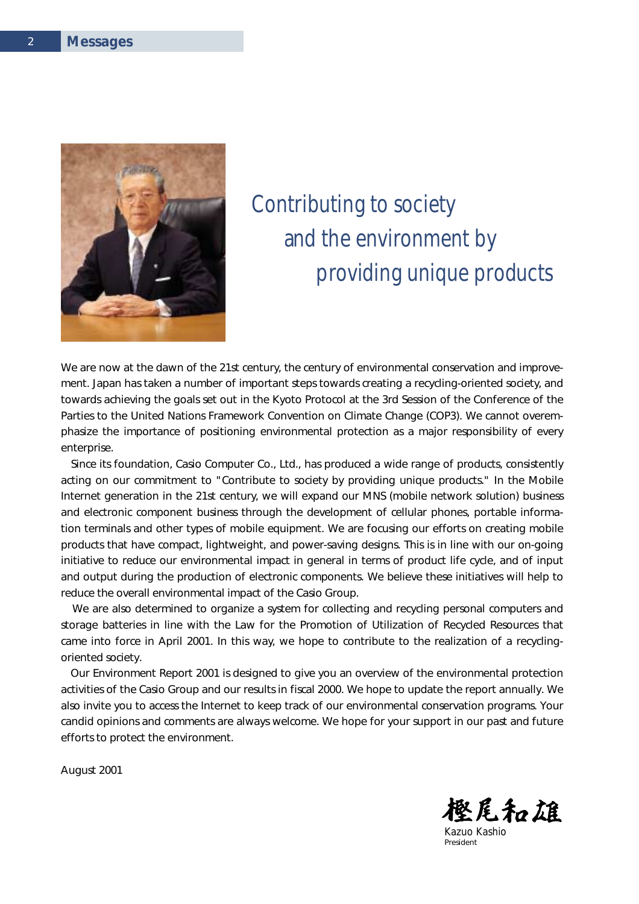## Messages

# Contributing to society and the environment by providing unique products

We are now at the dawn of the 21st century, the century of environmental conservation and improvement. Japan has taken a number of important steps towards creating a recycling-oriented society, and towards achieving the goals set out in the Kyoto Protocol at the 3rd Session of the Conference of the Parties to the United Nations Framework Convention on Climate Change (COP3). We cannot overemphasize the importance of positioning environmental protection as a major responsibility of every enterprise.

Since its foundation, Casio Computer Co., Ltd., has produced a wide range of products, consistently acting on our commitment to "Contribute to society by providing unique products." In the Mobile Internet generation in the 21st century, we will expand our MNS (mobile network solution) business and electronic component business through the development of cellular phones, portable information terminals and other types of mobile equipment. We are focusing our efforts on creating mobile products that have compact, lightweight, and power-saving designs. This is in line with our on-going initiative to reduce our environmental impact in general in terms of product life cycle, and of input and output during the production of electronic components. We believe these initiatives will help to reduce the overall environmental impact of the Casio Group.

We are also determined to organize a system for collecting and recycling personal computers and storage batteries in line with the Law for the Promotion of Utilization of Recycled Resources that came into force in April 2001. In this way, we hope to contribute to the realization of a recycling-oriented society.

Our Environment Report 2001 is designed to give you an overview of the environmental protection activities of the Casio Group and our results in fiscal 2000. We hope to update the report annually. We also invite you to access the Internet to keep track of our environmental conservation programs. Your candid opinions and comments are always welcome. We hope for your support in our past and future efforts to protect the environment.

August 2001

樫尾和雄
Kazuo Kashio
President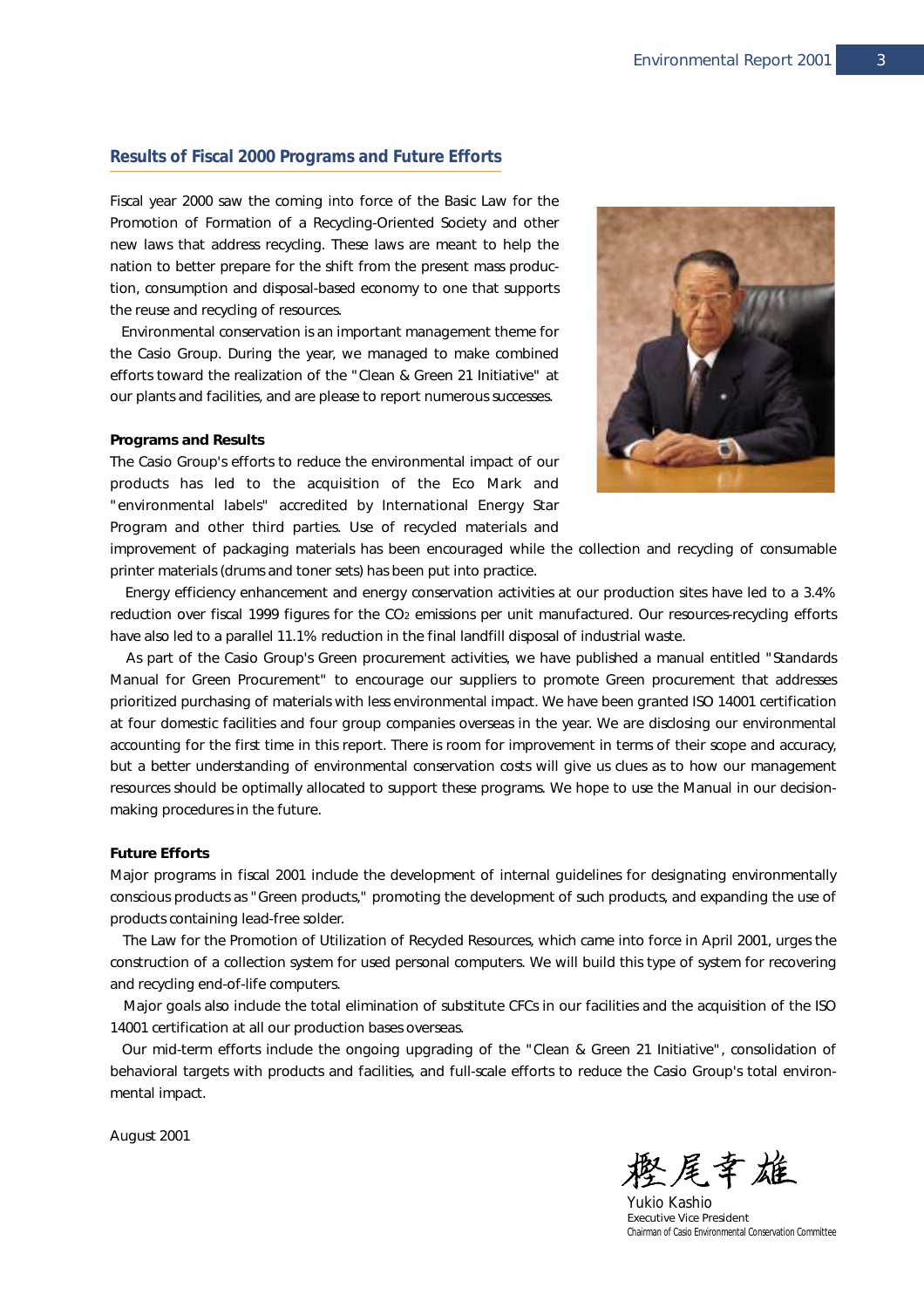## Results of Fiscal 2000 Programs and Future Efforts

Fiscal year 2000 saw the coming into force of the Basic Law for the Promotion of Formation of a Recycling-Oriented Society and other new laws that address recycling. These laws are meant to help the nation to better prepare for the shift from the present mass production, consumption and disposal-based economy to one that supports the reuse and recycling of resources.

Environmental conservation is an important management theme for the Casio Group. During the year, we managed to make combined efforts toward the realization of the "Clean & Green 21 Initiative" at our plants and facilities, and are please to report numerous successes.

**Programs and Results**

The Casio Group's efforts to reduce the environmental impact of our products has led to the acquisition of the Eco Mark and "environmental labels" accredited by International Energy Star Program and other third parties. Use of recycled materials and improvement of packaging materials has been encouraged while the collection and recycling of consumable printer materials (drums and toner sets) has been put into practice.

Energy efficiency enhancement and energy conservation activities at our production sites have led to a 3.4% reduction over fiscal 1999 figures for the $CO_2$ emissions per unit manufactured. Our resources-recycling efforts have also led to a parallel 11.1% reduction in the final landfill disposal of industrial waste.

As part of the Casio Group's Green procurement activities, we have published a manual entitled "Standards Manual for Green Procurement" to encourage our suppliers to promote Green procurement that addresses prioritized purchasing of materials with less environmental impact. We have been granted ISO 14001 certification at four domestic facilities and four group companies overseas in the year. We are disclosing our environmental accounting for the first time in this report. There is room for improvement in terms of their scope and accuracy, but a better understanding of environmental conservation costs will give us clues as to how our management resources should be optimally allocated to support these programs. We hope to use the Manual in our decision-making procedures in the future.

**Future Efforts**

Major programs in fiscal 2001 include the development of internal guidelines for designating environmentally conscious products as "Green products," promoting the development of such products, and expanding the use of products containing lead-free solder.

The Law for the Promotion of Utilization of Recycled Resources, which came into force in April 2001, urges the construction of a collection system for used personal computers. We will build this type of system for recovering and recycling end-of-life computers.

Major goals also include the total elimination of substitute CFCs in our facilities and the acquisition of the ISO 14001 certification at all our production bases overseas.

Our mid-term efforts include the ongoing upgrading of the "Clean & Green 21 Initiative", consolidation of behavioral targets with products and facilities, and full-scale efforts to reduce the Casio Group's total environmental impact.

August 2001

樫尾幸雄

Yukio Kashio
Executive Vice President
Chairman of Casio Environmental Conservation Committee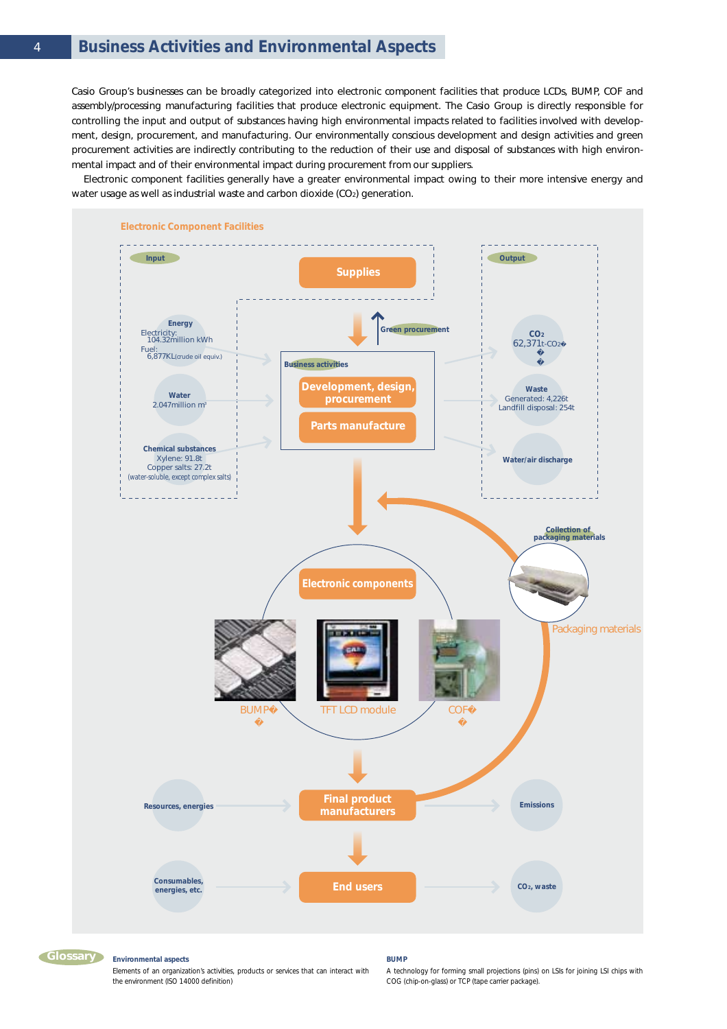# Business Activities and Environmental Aspects

Casio Group's businesses can be broadly categorized into electronic component facilities that produce LCDs, BUMP, COF and assembly/processing manufacturing facilities that produce electronic equipment. The Casio Group is directly responsible for controlling the input and output of substances having high environmental impacts related to facilities involved with development, design, procurement, and manufacturing. Our environmentally conscious development and design activities and green procurement activities are indirectly contributing to the reduction of their use and disposal of substances with high environmental impact and of their environmental impact during procurement from our suppliers.

Electronic component facilities generally have a greater environmental impact owing to their more intensive energy and water usage as well as industrial waste and carbon dioxide ($CO_2$) generation.

## Electronic Component Facilities

**Input**

- **Energy**
  - Electricity: 104.32million kWh
  - Fuel: 6,877KL (crude oil equiv.)
- **Water**
  - 2.047million m³
- **Chemical substances**
  - Xylene: 91.8t
  - Copper salts: 27.2t
  - (water-soluble, except complex salts)

**Supplies** → Green procurement

**Business activities**

- Development, design, procurement
- Parts manufacture

**Output**

- **$CO_2$**
  - 62,371t-$CO_2$
- **Waste**
  - Generated: 4,226t
  - Landfill disposal: 254t
- **Water/air discharge**

**Electronic components**

- BUMP
- TFT LCD module
- COF

Collection of packaging materials — Packaging materials

Resources, energies → **Final product manufacturers** → Emissions

Consumables, energies, etc. → **End users** → $CO_2$, waste

## Glossary

**Environmental aspects**
Elements of an organization's activities, products or services that can interact with the environment (ISO 14000 definition)

**BUMP**
A technology for forming small projections (pins) on LSIs for joining LSI chips with COG (chip-on-glass) or TCP (tape carrier package).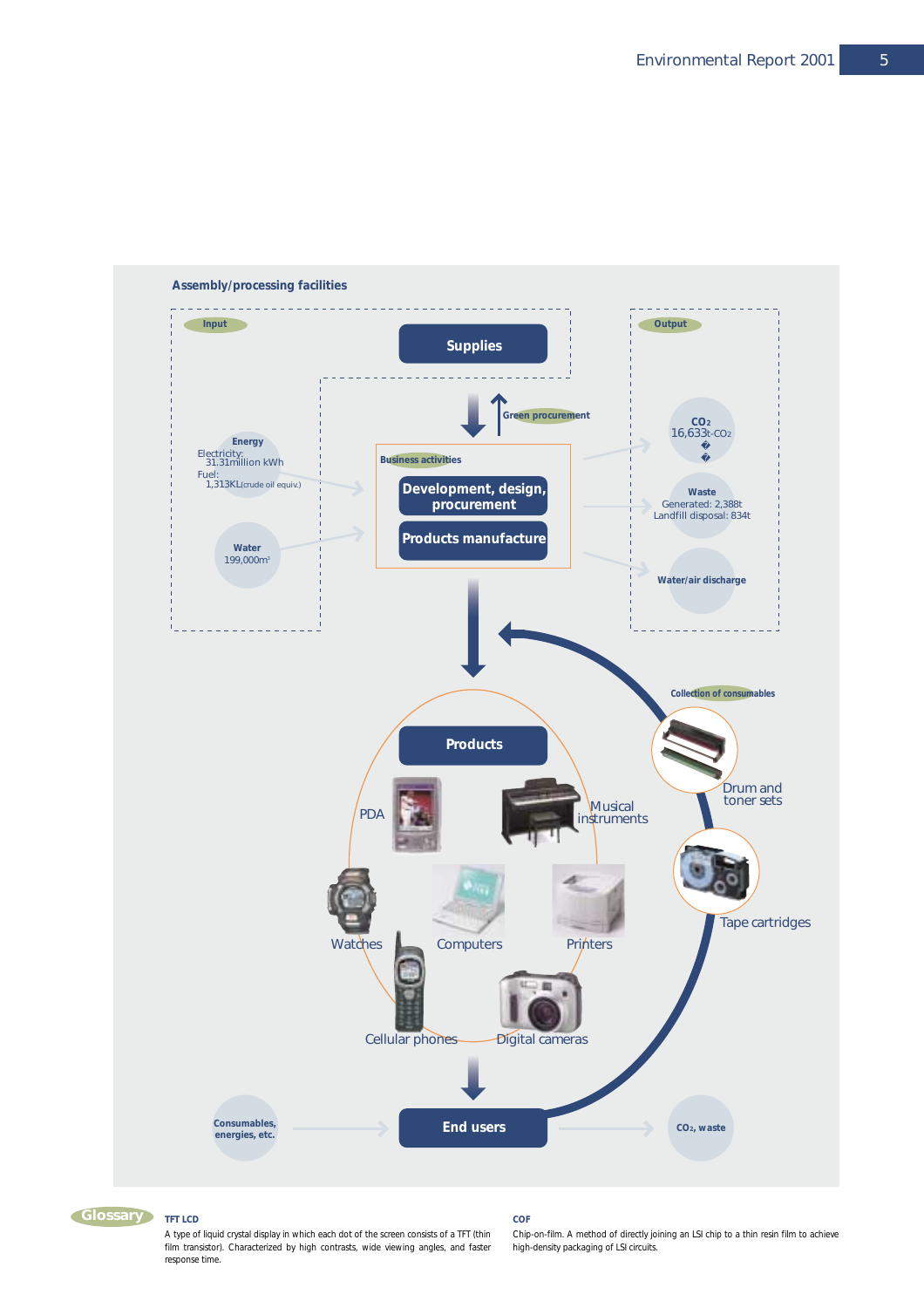## Assembly/processing facilities

**Input**

**Energy**
Electricity: 31.31million kWh
Fuel: 1,313KL(crude oil equiv.)

**Water**
199,000m³

**Supplies**

Green procurement

**Business activities**

**Development, design, procurement**

**Products manufacture**

**Output**

**$CO_2$**
16,633t-$CO_2$

**Waste**
Generated: 2,388t
Landfill disposal: 834t

**Water/air discharge**

**Products**

PDA

Musical instruments

Watches

Computers

Printers

Cellular phones

Digital cameras

Collection of consumables

Drum and toner sets

Tape cartridges

**Consumables, energies, etc.**

**End users**

**$CO_2$, waste**

---

**Glossary**

**TFT LCD**
A type of liquid crystal display in which each dot of the screen consists of a TFT (thin film transistor). Characterized by high contrasts, wide viewing angles, and faster response time.

**COF**
Chip-on-film. A method of directly joining an LSI chip to a thin resin film to achieve high-density packaging of LSI circuits.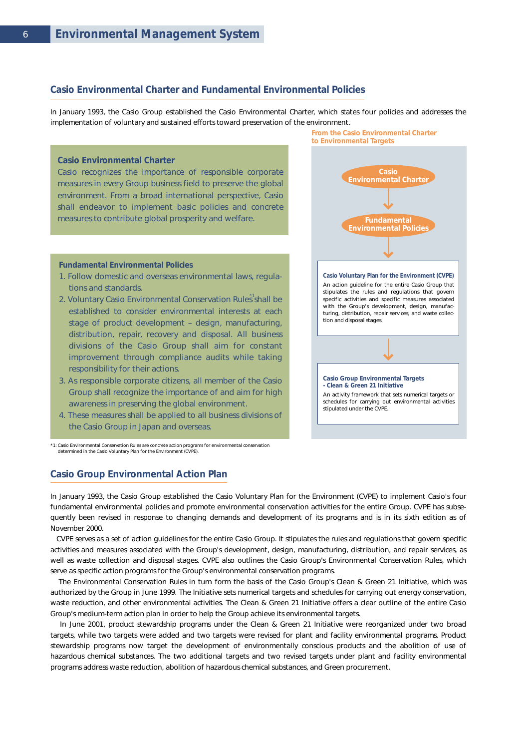# Environmental Management System

## Casio Environmental Charter and Fundamental Environmental Policies

In January 1993, the Casio Group established the Casio Environmental Charter, which states four policies and addresses the implementation of voluntary and sustained efforts toward preservation of the environment.

### Casio Environmental Charter

Casio recognizes the importance of responsible corporate measures in every Group business field to preserve the global environment. From a broad international perspective, Casio shall endeavor to implement basic policies and concrete measures to contribute global prosperity and welfare.

### Fundamental Environmental Policies

1. Follow domestic and overseas environmental laws, regulations and standards.
2. Voluntary Casio Environmental Conservation Rules[*1] shall be established to consider environmental interests at each stage of product development – design, manufacturing, distribution, repair, recovery and disposal. All business divisions of the Casio Group shall aim for constant improvement through compliance audits while taking responsibility for their actions.
3. As responsible corporate citizens, all member of the Casio Group shall recognize the importance of and aim for high awareness in preserving the global environment.
4. These measures shall be applied to all business divisions of the Casio Group in Japan and overseas.

*1: Casio Environmental Conservation Rules are concrete action programs for environmental conservation determined in the Casio Voluntary Plan for the Environment (CVPE).

**From the Casio Environmental Charter to Environmental Targets**

Casio Environmental Charter

↓

Fundamental Environmental Policies

↓

**Casio Voluntary Plan for the Environment (CVPE)**

An action guideline for the entire Casio Group that stipulates the rules and regulations that govern specific activities and specific measures associated with the Group's development, design, manufacturing, distribution, repair services, and waste collection and disposal stages.

↓

**Casio Group Environmental Targets - Clean & Green 21 Initiative**

An activity framework that sets numerical targets or schedules for carrying out environmental activities stipulated under the CVPE.

## Casio Group Environmental Action Plan

In January 1993, the Casio Group established the Casio Voluntary Plan for the Environment (CVPE) to implement Casio's four fundamental environmental policies and promote environmental conservation activities for the entire Group. CVPE has subsequently been revised in response to changing demands and development of its programs and is in its sixth edition as of November 2000.

CVPE serves as a set of action guidelines for the entire Casio Group. It stipulates the rules and regulations that govern specific activities and measures associated with the Group's development, design, manufacturing, distribution, and repair services, as well as waste collection and disposal stages. CVPE also outlines the Casio Group's Environmental Conservation Rules, which serve as specific action programs for the Group's environmental conservation programs.

The Environmental Conservation Rules in turn form the basis of the Casio Group's Clean & Green 21 Initiative, which was authorized by the Group in June 1999. The Initiative sets numerical targets and schedules for carrying out energy conservation, waste reduction, and other environmental activities. The Clean & Green 21 Initiative offers a clear outline of the entire Casio Group's medium-term action plan in order to help the Group achieve its environmental targets.

In June 2001, product stewardship programs under the Clean & Green 21 Initiative were reorganized under two broad targets, while two targets were added and two targets were revised for plant and facility environmental programs. Product stewardship programs now target the development of environmentally conscious products and the abolition of use of hazardous chemical substances. The two additional targets and two revised targets under plant and facility environmental programs address waste reduction, abolition of hazardous chemical substances, and Green procurement.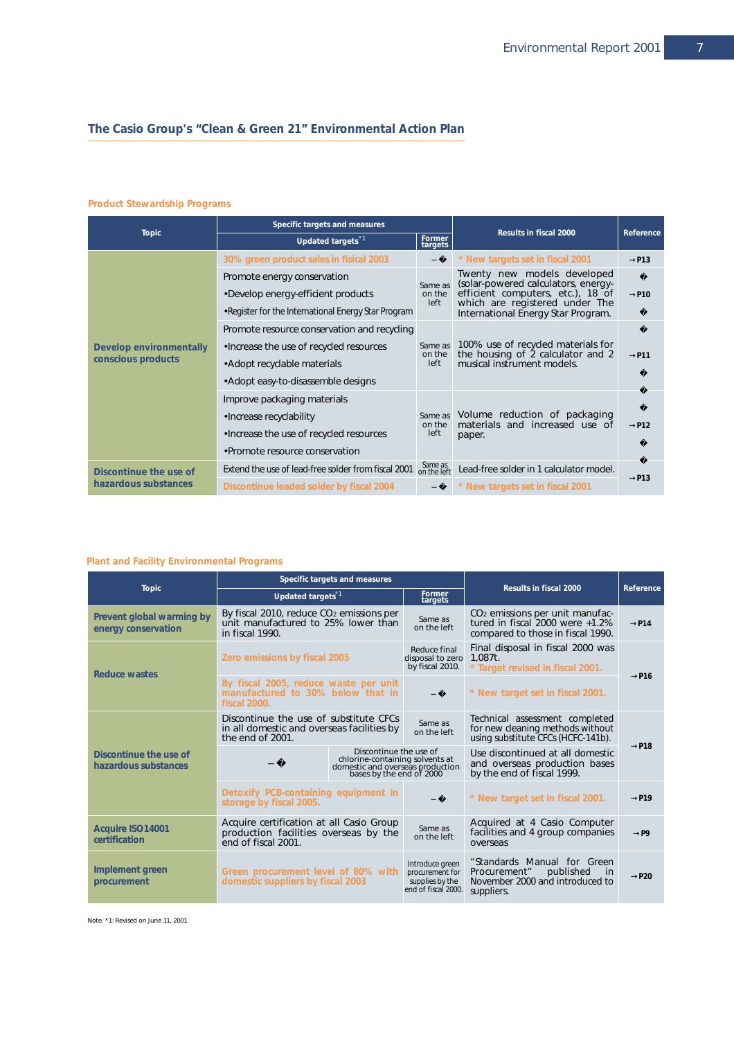## The Casio Group's "Clean & Green 21" Environmental Action Plan

### Product Stewardship Programs

| Topic | Specific targets and measures | | Results in fiscal 2000 | Reference |
|---|---|---|---|---|
| | Updated targets*1 | Former targets | | |
| Develop environmentally conscious products | 30% green product sales in fisical 2003 | – � | * New targets set in fiscal 2001 | → P13 |
| | Promote energy conservation<br>•Develop energy-efficient products<br>•Register for the International Energy Star Program | Same as on the left | Twenty new models developed (solar-powered calculators, energy-efficient computers, etc.), 18 of which are registered under The International Energy Star Program. | → P10 |
| | Promote resource conservation and recycling<br>•Increase the use of recycled resources<br>•Adopt recyclable materials<br>•Adopt easy-to-disassemble designs | Same as on the left | 100% use of recycled materials for the housing of 2 calculator and 2 musical instrument models. | → P11 |
| | Improve packaging materials<br>•Increase recyclability<br>•Increase the use of recycled resources<br>•Promote resource conservation | Same as on the left | Volume reduction of packaging materials and increased use of paper. | → P12 |
| Discontinue the use of hazardous substances | Extend the use of lead-free solder from fiscal 2001 | Same as on the left | Lead-free solder in 1 calculator model. | → P13 |
| | Discontinue leaded solder by fiscal 2004 | – � | * New targets set in fiscal 2001 | |

### Plant and Facility Environmental Programs

| Topic | Specific targets and measures | | Results in fiscal 2000 | Reference |
|---|---|---|---|---|
| | Updated targets*1 | Former targets | | |
| Prevent global warming by energy conservation | By fiscal 2010, reduce $CO_2$ emissions per unit manufactured to 25% lower than in fiscal 1990. | Same as on the left | $CO_2$ emissions per unit manufactured in fiscal 2000 were +1.2% compared to those in fiscal 1990. | → P14 |
| Reduce wastes | Zero emissions by fiscal 2005 | Reduce final disposal to zero by fiscal 2010. | Final disposal in fiscal 2000 was 1,087t.<br>* Target revised in fiscal 2001. | → P16 |
| | By fiscal 2005, reduce waste per unit manufactured to 30% below that in fiscal 2000. | – � | * New target set in fiscal 2001. | |
| Discontinue the use of hazardous substances | Discontinue the use of substitute CFCs in all domestic and overseas facilities by the end of 2001. | Same as on the left | Technical assessment completed for new cleaning methods without using substitute CFCs (HCFC-141b). | → P18 |
| | – � | Discontinue the use of chlorine-containing solvents at domestic and overseas production bases by the end of 2000 | Use discontinued at all domestic and overseas production bases by the end of fiscal 1999. | |
| | Detoxify PCB-containing equipment in storage by fiscal 2005. | – � | * New target set in fiscal 2001. | → P19 |
| Acquire ISO14001 certification | Acquire certification at all Casio Group production facilities overseas by the end of fiscal 2001. | Same as on the left | Acquired at 4 Casio Computer facilities and 4 group companies overseas | → P9 |
| Implement green procurement | Green procurement level of 80% with domestic suppliers by fiscal 2003 | Introduce green procurement for supplies by the end of fiscal 2000. | "Standards Manual for Green Procurement" published in November 2000 and introduced to suppliers. | → P20 |

Note: *1: Revised on June 11, 2001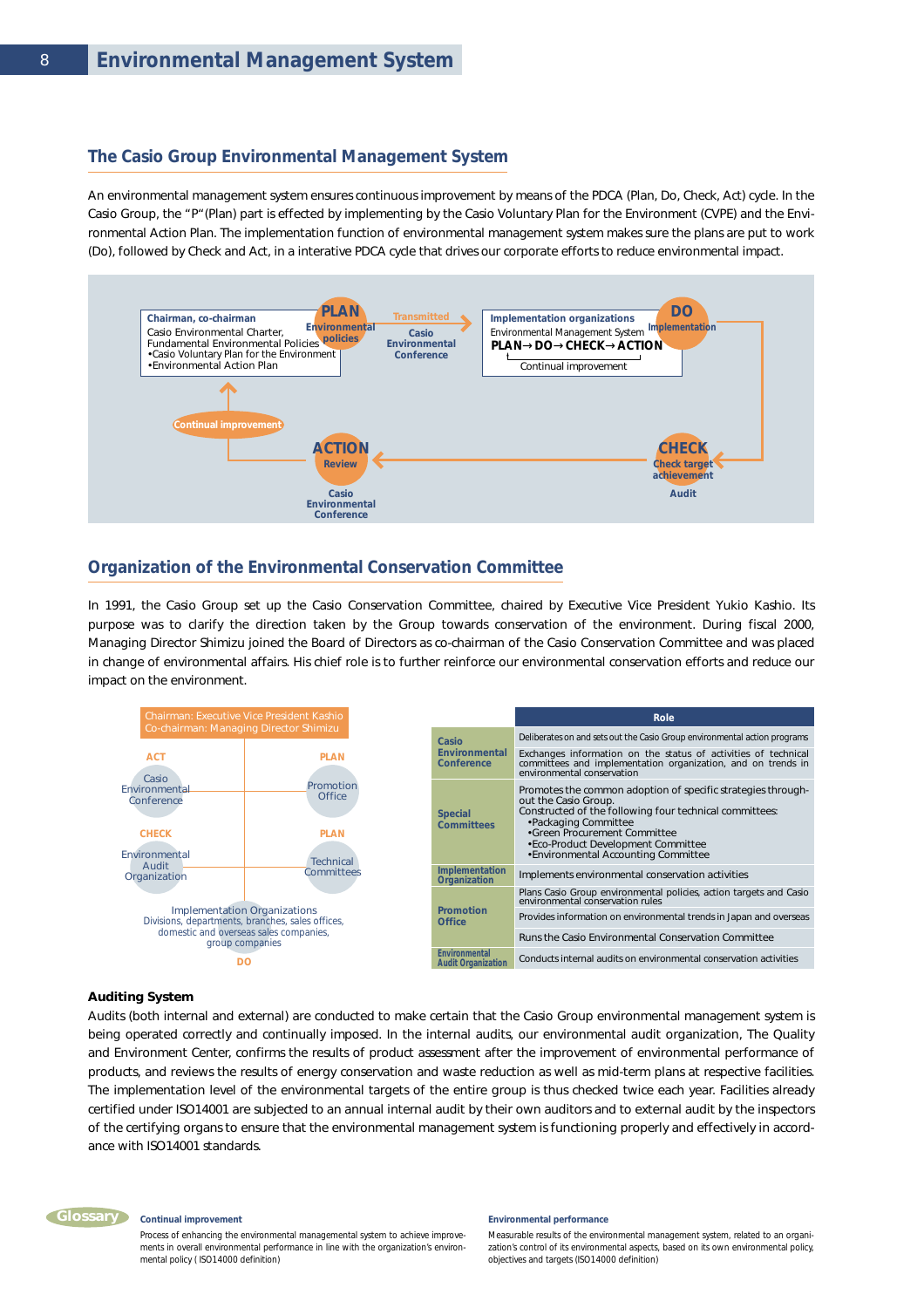# Environmental Management System

## The Casio Group Environmental Management System

An environmental management system ensures continuous improvement by means of the PDCA (Plan, Do, Check, Act) cycle. In the Casio Group, the "P"(Plan) part is effected by implementing by the Casio Voluntary Plan for the Environment (CVPE) and the Environmental Action Plan. The implementation function of environmental management system makes sure the plans are put to work (Do), followed by Check and Act, in a interative PDCA cycle that drives our corporate efforts to reduce environmental impact.

**Chairman, co-chairman**
Casio Environmental Charter,
Fundamental Environmental Policies
•Casio Voluntary Plan for the Environment
•Environmental Action Plan

**PLAN** — Environmental policies

Transmitted — Casio Environmental Conference

**Implementation organizations**
Environmental Management System
**PLAN→ DO→ CHECK→ ACTION**
Continual improvement

**DO** — Implementation

**CHECK** — Check target achievement — Audit

**ACTION** — Review — Casio Environmental Conference

Continual improvement

## Organization of the Environmental Conservation Committee

In 1991, the Casio Group set up the Casio Conservation Committee, chaired by Executive Vice President Yukio Kashio. Its purpose was to clarify the direction taken by the Group towards conservation of the environment. During fiscal 2000, Managing Director Shimizu joined the Board of Directors as co-chairman of the Casio Conservation Committee and was placed in change of environmental affairs. His chief role is to further reinforce our environmental conservation efforts and reduce our impact on the environment.

Chairman: Executive Vice President Kashio
Co-chairman: Managing Director Shimizu

- ACT: Casio Environmental Conference
- PLAN: Promotion Office
- CHECK: Environmental Audit Organization
- PLAN: Technical Committees
- DO: Implementation Organizations — Divisions, departments, branches, sales offices, domestic and overseas sales companies, group companies

| | Role |
|---|---|
| Casio Environmental Conference | Deliberates on and sets out the Casio Group environmental action programs |
| | Exchanges information on the status of activities of technical committees and implementation organization, and on trends in environmental conservation |
| Special Committees | Promotes the common adoption of specific strategies throughout the Casio Group. Constructed of the following four technical committees: •Packaging Committee •Green Procurement Committee •Eco-Product Development Committee •Environmental Accounting Committee |
| Implementation Organization | Implements environmental conservation activities |
| Promotion Office | Plans Casio Group environmental policies, action targets and Casio environmental conservation rules |
| | Provides information on environmental trends in Japan and overseas |
| | Runs the Casio Environmental Conservation Committee |
| Environmental Audit Organization | Conducts internal audits on environmental conservation activities |

**Auditing System**

Audits (both internal and external) are conducted to make certain that the Casio Group environmental management system is being operated correctly and continually imposed. In the internal audits, our environmental audit organization, The Quality and Environment Center, confirms the results of product assessment after the improvement of environmental performance of products, and reviews the results of energy conservation and waste reduction as well as mid-term plans at respective facilities. The implementation level of the environmental targets of the entire group is thus checked twice each year. Facilities already certified under ISO14001 are subjected to an annual internal audit by their own auditors and to external audit by the inspectors of the certifying organs to ensure that the environmental management system is functioning properly and effectively in accordance with ISO14001 standards.

**Glossary**

**Continual improvement**
Process of enhancing the environmental managemental system to achieve improvements in overall environmental performance in line with the organization's environmental policy ( ISO14000 definition)

**Environmental performance**
Measurable results of the environmental management system, related to an organization's control of its environmental aspects, based on its own environmental policy, objectives and targets (ISO14000 definition)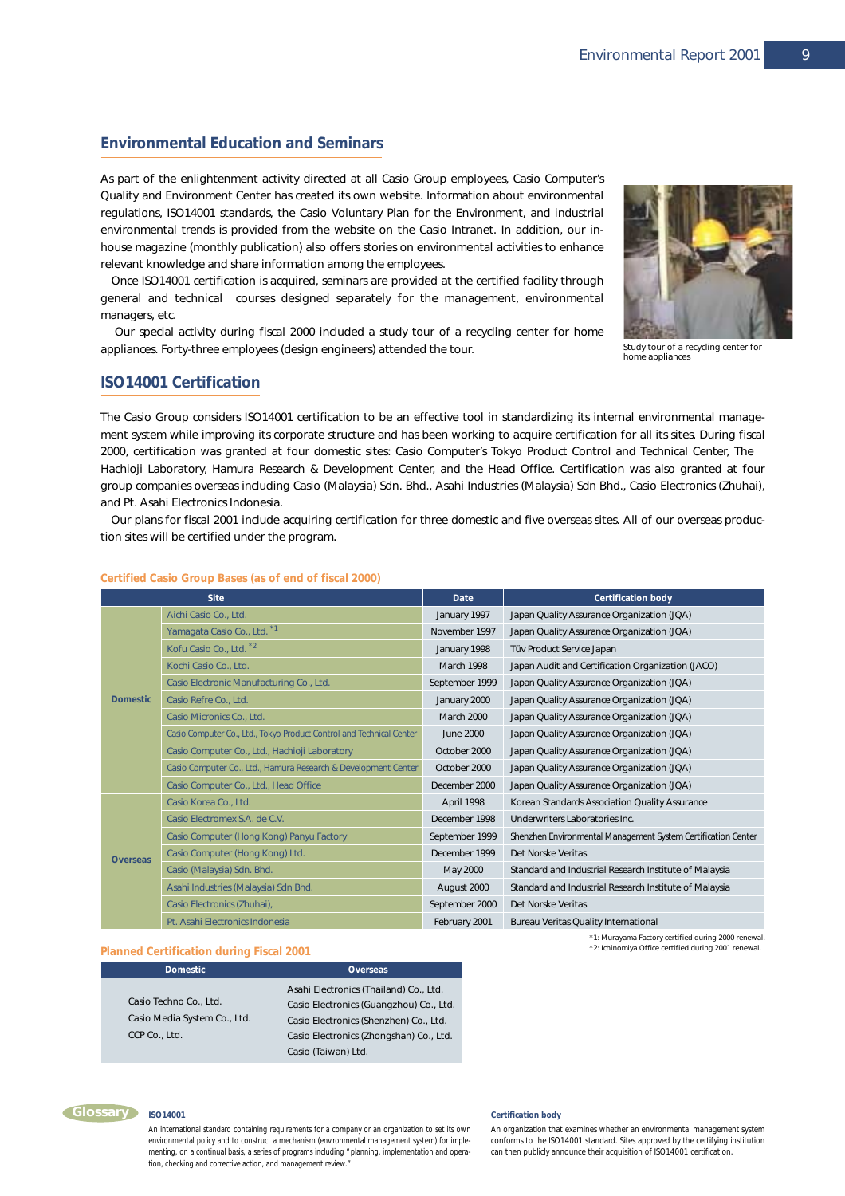## Environmental Education and Seminars

As part of the enlightenment activity directed at all Casio Group employees, Casio Computer's Quality and Environment Center has created its own website. Information about environmental regulations, ISO14001 standards, the Casio Voluntary Plan for the Environment, and industrial environmental trends is provided from the website on the Casio Intranet. In addition, our in-house magazine (monthly publication) also offers stories on environmental activities to enhance relevant knowledge and share information among the employees.

Once ISO14001 certification is acquired, seminars are provided at the certified facility through general and technical courses designed separately for the management, environmental managers, etc.

Our special activity during fiscal 2000 included a study tour of a recycling center for home appliances. Forty-three employees (design engineers) attended the tour.

Study tour of a recycling center for home appliances

## ISO14001 Certification

The Casio Group considers ISO14001 certification to be an effective tool in standardizing its internal environmental management system while improving its corporate structure and has been working to acquire certification for all its sites. During fiscal 2000, certification was granted at four domestic sites: Casio Computer's Tokyo Product Control and Technical Center, The Hachioji Laboratory, Hamura Research & Development Center, and the Head Office. Certification was also granted at four group companies overseas including Casio (Malaysia) Sdn. Bhd., Asahi Industries (Malaysia) Sdn Bhd., Casio Electronics (Zhuhai), and Pt. Asahi Electronics Indonesia.

Our plans for fiscal 2001 include acquiring certification for three domestic and five overseas sites. All of our overseas production sites will be certified under the program.

### Certified Casio Group Bases (as of end of fiscal 2000)

| Site | | Date | Certification body |
|---|---|---|---|
| Domestic | Aichi Casio Co., Ltd. | January 1997 | Japan Quality Assurance Organization (JQA) |
| | Yamagata Casio Co., Ltd. *1 | November 1997 | Japan Quality Assurance Organization (JQA) |
| | Kofu Casio Co., Ltd. *2 | January 1998 | Tüv Product Service Japan |
| | Kochi Casio Co., Ltd. | March 1998 | Japan Audit and Certification Organization (JACO) |
| | Casio Electronic Manufacturing Co., Ltd. | September 1999 | Japan Quality Assurance Organization (JQA) |
| | Casio Refre Co., Ltd. | January 2000 | Japan Quality Assurance Organization (JQA) |
| | Casio Micronics Co., Ltd. | March 2000 | Japan Quality Assurance Organization (JQA) |
| | Casio Computer Co., Ltd., Tokyo Product Control and Technical Center | June 2000 | Japan Quality Assurance Organization (JQA) |
| | Casio Computer Co., Ltd., Hachioji Laboratory | October 2000 | Japan Quality Assurance Organization (JQA) |
| | Casio Computer Co., Ltd., Hamura Research & Development Center | October 2000 | Japan Quality Assurance Organization (JQA) |
| | Casio Computer Co., Ltd., Head Office | December 2000 | Japan Quality Assurance Organization (JQA) |
| Overseas | Casio Korea Co., Ltd. | April 1998 | Korean Standards Association Quality Assurance |
| | Casio Electromex S.A. de C.V. | December 1998 | Underwriters Laboratories Inc. |
| | Casio Computer (Hong Kong) Panyu Factory | September 1999 | Shenzhen Environmental Management System Certification Center |
| | Casio Computer (Hong Kong) Ltd. | December 1999 | Det Norske Veritas |
| | Casio (Malaysia) Sdn. Bhd. | May 2000 | Standard and Industrial Research Institute of Malaysia |
| | Asahi Industries (Malaysia) Sdn Bhd. | August 2000 | Standard and Industrial Research Institute of Malaysia |
| | Casio Electronics (Zhuhai), | September 2000 | Det Norske Veritas |
| | Pt. Asahi Electronics Indonesia | February 2001 | Bureau Veritas Quality International |

*1: Murayama Factory certified during 2000 renewal.
*2: Ichinomiya Office certified during 2001 renewal.

### Planned Certification during Fiscal 2001

| Domestic | Overseas |
|---|---|
| Casio Techno Co., Ltd.<br>Casio Media System Co., Ltd.<br>CCP Co., Ltd. | Asahi Electronics (Thailand) Co., Ltd.<br>Casio Electronics (Guangzhou) Co., Ltd.<br>Casio Electronics (Shenzhen) Co., Ltd.<br>Casio Electronics (Zhongshan) Co., Ltd.<br>Casio (Taiwan) Ltd. |

**Glossary**

**ISO14001**

An international standard containing requirements for a company or an organization to set its own environmental policy and to construct a mechanism (environmental management system) for implementing, on a continual basis, a series of programs including "planning, implementation and operation, checking and corrective action, and management review."

**Certification body**

An organization that examines whether an environmental management system conforms to the ISO14001 standard. Sites approved by the certifying institution can then publicly announce their acquisition of ISO14001 certification.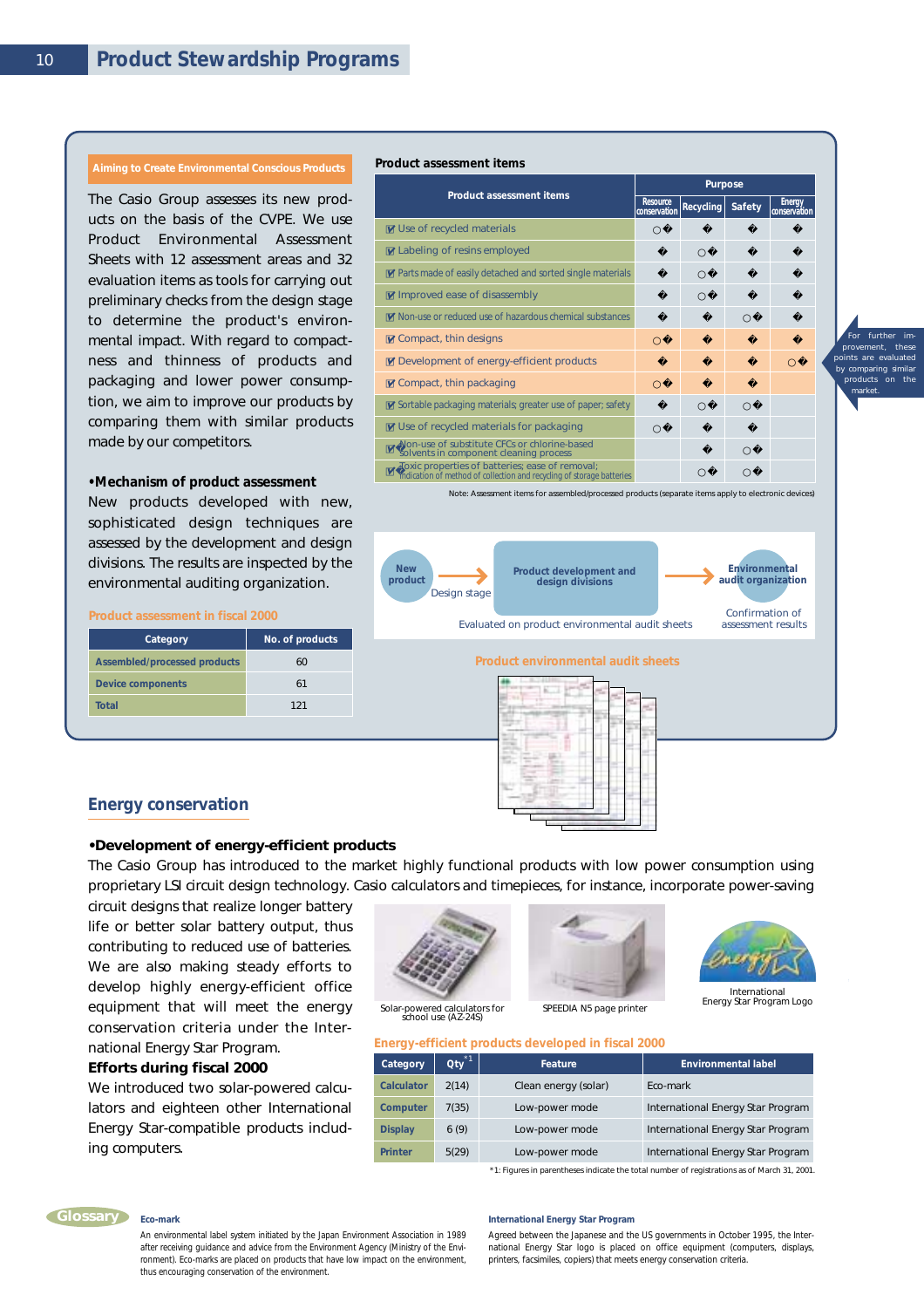# Product Stewardship Programs

## Aiming to Create Environmental Conscious Products

The Casio Group assesses its new products on the basis of the CVPE. We use Product Environmental Assessment Sheets with 12 assessment areas and 32 evaluation items as tools for carrying out preliminary checks from the design stage to determine the product's environmental impact. With regard to compactness and thinness of products and packaging and lower power consumption, we aim to improve our products by comparing them with similar products made by our competitors.

**•Mechanism of product assessment**

New products developed with new, sophisticated design techniques are assessed by the development and design divisions. The results are inspected by the environmental auditing organization.

### Product assessment in fiscal 2000

| Category | No. of products |
|---|---|
| Assembled/processed products | 60 |
| Device components | 61 |
| Total | 121 |

### Product assessment items

| Product assessment items | Purpose | | | |
|---|---|---|---|---|
| | Resource conservation | Recycling | Safety | Energy conservation |
| Use of recycled materials | ○� | � | � | � |
| Labeling of resins employed | � | ○� | � | � |
| Parts made of easily detached and sorted single materials | � | ○� | � | � |
| Improved ease of disassembly | � | ○� | � | � |
| Non-use or reduced use of hazardous chemical substances | � | � | ○� | � |
| Compact, thin designs | ○� | � | � | � |
| Development of energy-efficient products | � | � | � | ○� |
| Compact, thin packaging | ○� | � | � | |
| Sortable packaging materials; greater use of paper; safety | � | ○� | ○� | |
| Use of recycled materials for packaging | ○� | � | � | |
| Non-use of substitute CFCs or chlorine-based solvents in component cleaning process | | � | ○� | |
| Toxic properties of batteries; ease of removal; indication of method of collection and recycling of storage batteries | | ○� | ○� | |

Note: Assessment items for assembled/processed products (separate items apply to electronic devices)

For further improvement, these points are evaluated by comparing similar products on the market.

New product → (Design stage) → Product development and design divisions → Environmental audit organization

Evaluated on product environmental audit sheets — Confirmation of assessment results

Product environmental audit sheets

## Energy conservation

**•Development of energy-efficient products**

The Casio Group has introduced to the market highly functional products with low power consumption using proprietary LSI circuit design technology. Casio calculators and timepieces, for instance, incorporate power-saving circuit designs that realize longer battery life or better solar battery output, thus contributing to reduced use of batteries. We are also making steady efforts to develop highly energy-efficient office equipment that will meet the energy conservation criteria under the International Energy Star Program.

**Efforts during fiscal 2000**

We introduced two solar-powered calculators and eighteen other International Energy Star-compatible products including computers.

Solar-powered calculators for school use (AZ-24S)

SPEEDIA N5 page printer

International Energy Star Program Logo

### Energy-efficient products developed in fiscal 2000

| Category | Qty [*1] | Feature | Environmental label |
|---|---|---|---|
| Calculator | 2(14) | Clean energy (solar) | Eco-mark |
| Computer | 7(35) | Low-power mode | International Energy Star Program |
| Display | 6 (9) | Low-power mode | International Energy Star Program |
| Printer | 5(29) | Low-power mode | International Energy Star Program |

*1: Figures in parentheses indicate the total number of registrations as of March 31, 2001.

## Glossary

**Eco-mark**

An environmental label system initiated by the Japan Environment Association in 1989 after receiving guidance and advice from the Environment Agency (Ministry of the Environment). Eco-marks are placed on products that have low impact on the environment, thus encouraging conservation of the environment.

**International Energy Star Program**

Agreed between the Japanese and the US governments in October 1995, the International Energy Star logo is placed on office equipment (computers, displays, printers, facsimiles, copiers) that meets energy conservation criteria.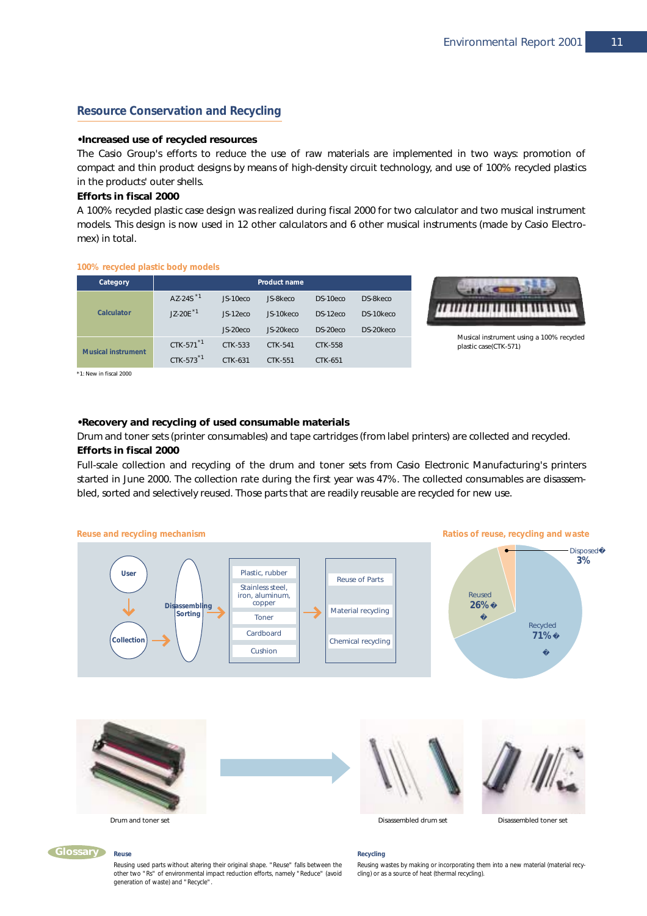## Resource Conservation and Recycling

**•Increased use of recycled resources**

The Casio Group's efforts to reduce the use of raw materials are implemented in two ways: promotion of compact and thin product designs by means of high-density circuit technology, and use of 100% recycled plastics in the products' outer shells.

**Efforts in fiscal 2000**

A 100% recycled plastic case design was realized during fiscal 2000 for two calculator and two musical instrument models. This design is now used in 12 other calculators and 6 other musical instruments (made by Casio Electro-mex) in total.

100% recycled plastic body models

| Category | Product name | | | | |
|---|---|---|---|---|---|
| Calculator | AZ-24S*1 | JS-10eco | JS-8keco | DS-10eco | DS-8keco |
| | JZ-20E*1 | JS-12eco | JS-10keco | DS-12eco | DS-10keco |
| | | JS-20eco | JS-20keco | DS-20eco | DS-20keco |
| Musical instrument | CTK-571*1 | CTK-533 | CTK-541 | CTK-558 | |
| | CTK-573*1 | CTK-631 | CTK-551 | CTK-651 | |

*1: New in fiscal 2000

Musical instrument using a 100% recycled plastic case(CTK-571)

**•Recovery and recycling of used consumable materials**

Drum and toner sets (printer consumables) and tape cartridges (from label printers) are collected and recycled.

**Efforts in fiscal 2000**

Full-scale collection and recycling of the drum and toner sets from Casio Electronic Manufacturing's printers started in June 2000. The collection rate during the first year was 47%. The collected consumables are disassembled, sorted and selectively reused. Those parts that are readily reusable are recycled for new use.

Reuse and recycling mechanism

User → Collection → Disassembling Sorting → Plastic, rubber / Stainless steel, iron, aluminum, copper / Toner / Cardboard / Cushion → Reuse of Parts / Material recycling / Chemical recycling

Ratios of reuse, recycling and waste

Disposed 3%
Reused 26%
Recycled 71%

Drum and toner set

Disassembled drum set

Disassembled toner set

**Glossary**

**Reuse**

Reusing used parts without altering their original shape. "Reuse" falls between the other two "Rs" of environmental impact reduction efforts, namely "Reduce" (avoid generation of waste) and "Recycle".

**Recycling**

Reusing wastes by making or incorporating them into a new material (material recycling) or as a source of heat (thermal recycling).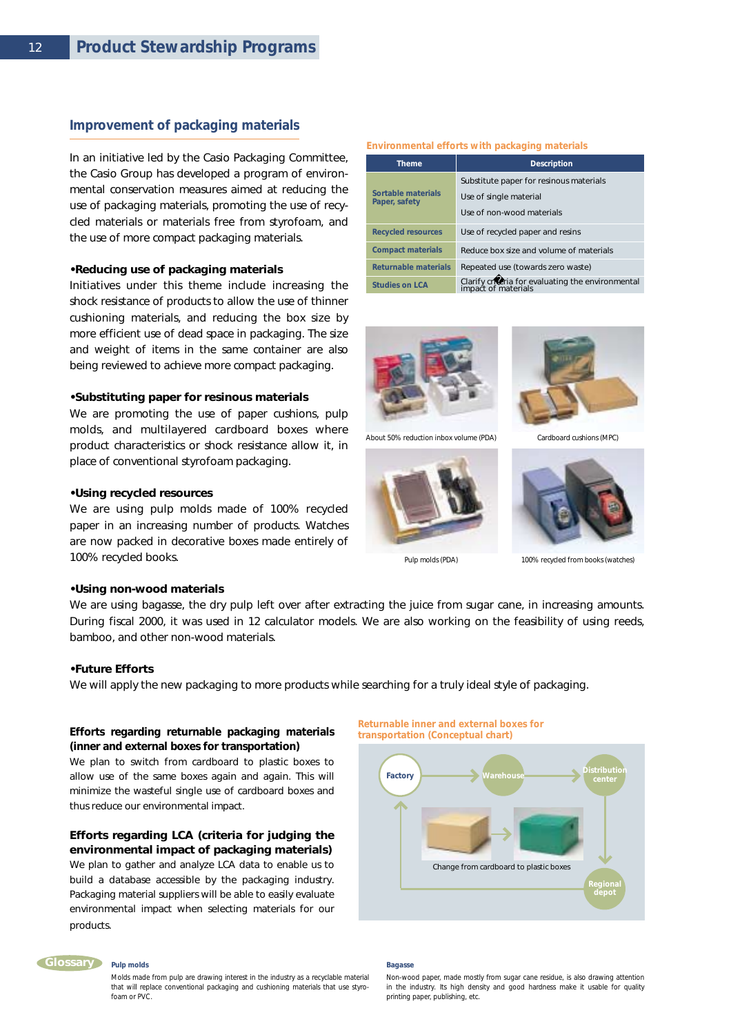## Product Stewardship Programs

### Improvement of packaging materials

In an initiative led by the Casio Packaging Committee, the Casio Group has developed a program of environmental conservation measures aimed at reducing the use of packaging materials, promoting the use of recycled materials or materials free from styrofoam, and the use of more compact packaging materials.

**•Reducing use of packaging materials**

Initiatives under this theme include increasing the shock resistance of products to allow the use of thinner cushioning materials, and reducing the box size by more efficient use of dead space in packaging. The size and weight of items in the same container are also being reviewed to achieve more compact packaging.

**•Substituting paper for resinous materials**

We are promoting the use of paper cushions, pulp molds, and multilayered cardboard boxes where product characteristics or shock resistance allow it, in place of conventional styrofoam packaging.

**•Using recycled resources**

We are using pulp molds made of 100% recycled paper in an increasing number of products. Watches are now packed in decorative boxes made entirely of 100% recycled books.

**Environmental efforts with packaging materials**

| Theme | Description |
|---|---|
| Sortable materials Paper, safety | Substitute paper for resinous materials<br>Use of single material<br>Use of non-wood materials |
| Recycled resources | Use of recycled paper and resins |
| Compact materials | Reduce box size and volume of materials |
| Returnable materials | Repeated use (towards zero waste) |
| Studies on LCA | Clarify criteria for evaluating the environmental impact of materials |

About 50% reduction inbox volume (PDA)

Cardboard cushions (MPC)

Pulp molds (PDA)

100% recycled from books (watches)

**•Using non-wood materials**

We are using bagasse, the dry pulp left over after extracting the juice from sugar cane, in increasing amounts. During fiscal 2000, it was used in 12 calculator models. We are also working on the feasibility of using reeds, bamboo, and other non-wood materials.

**•Future Efforts**

We will apply the new packaging to more products while searching for a truly ideal style of packaging.

#### Efforts regarding returnable packaging materials (inner and external boxes for transportation)

We plan to switch from cardboard to plastic boxes to allow use of the same boxes again and again. This will minimize the wasteful single use of cardboard boxes and thus reduce our environmental impact.

#### Efforts regarding LCA (criteria for judging the environmental impact of packaging materials)

We plan to gather and analyze LCA data to enable us to build a database accessible by the packaging industry. Packaging material suppliers will be able to easily evaluate environmental impact when selecting materials for our products.

**Returnable inner and external boxes for transportation (Conceptual chart)**

Factory → Warehouse → Distribution center → Regional depot → Factory

Change from cardboard to plastic boxes

**Glossary**

**Pulp molds**

Molds made from pulp are drawing interest in the industry as a recyclable material that will replace conventional packaging and cushioning materials that use styrofoam or PVC.

**Bagasse**

Non-wood paper, made mostly from sugar cane residue, is also drawing attention in the industry. Its high density and good hardness make it usable for quality printing paper, publishing, etc.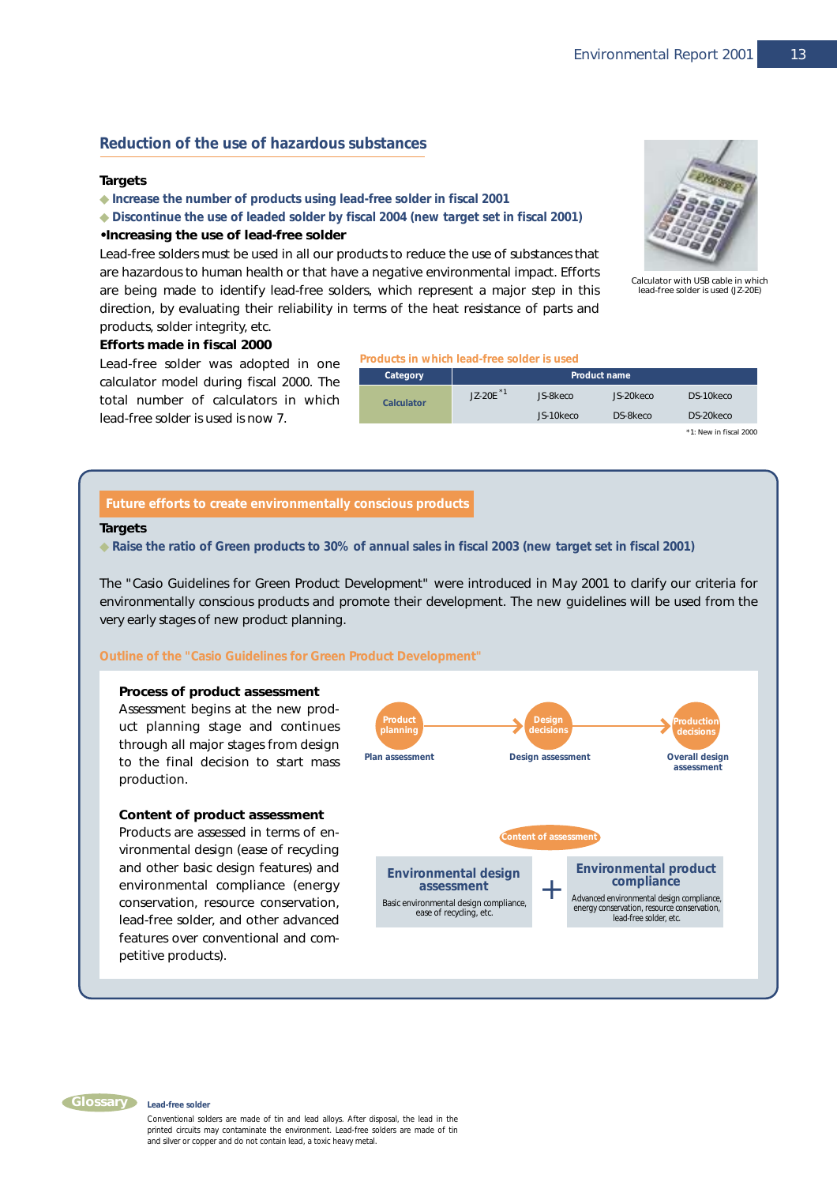## Reduction of the use of hazardous substances

**Targets**

- Increase the number of products using lead-free solder in fiscal 2001
- Discontinue the use of leaded solder by fiscal 2004 (new target set in fiscal 2001)

**•Increasing the use of lead-free solder**

Lead-free solders must be used in all our products to reduce the use of substances that are hazardous to human health or that have a negative environmental impact. Efforts are being made to identify lead-free solders, which represent a major step in this direction, by evaluating their reliability in terms of the heat resistance of parts and products, solder integrity, etc.

Calculator with USB cable in which lead-free solder is used (JZ-20E)

**Efforts made in fiscal 2000**

Lead-free solder was adopted in one calculator model during fiscal 2000. The total number of calculators in which lead-free solder is used is now 7.

**Products in which lead-free solder is used**

| Category | Product name | | | |
|---|---|---|---|---|
| Calculator | JZ-20E *1 | JS-8keco | JS-20keco | DS-10keco |
| | | JS-10keco | DS-8keco | DS-20keco |

*1: New in fiscal 2000

## Future efforts to create environmentally conscious products

**Targets**

- Raise the ratio of Green products to 30% of annual sales in fiscal 2003 (new target set in fiscal 2001)

The "Casio Guidelines for Green Product Development" were introduced in May 2001 to clarify our criteria for environmentally conscious products and promote their development. The new guidelines will be used from the very early stages of new product planning.

### Outline of the "Casio Guidelines for Green Product Development"

**Process of product assessment**

Assessment begins at the new product planning stage and continues through all major stages from design to the final decision to start mass production.

Product planning (Plan assessment) → Design decisions (Design assessment) → Production decisions (Overall design assessment)

**Content of product assessment**

Products are assessed in terms of environmental design (ease of recycling and other basic design features) and environmental compliance (energy conservation, resource conservation, lead-free solder, and other advanced features over conventional and competitive products).

Content of assessment

**Environmental design assessment**
Basic environmental design compliance, ease of recycling, etc.

+

**Environmental product compliance**
Advanced environmental design compliance, energy conservation, resource conservation, lead-free solder, etc.

**Glossary**

**Lead-free solder**

Conventional solders are made of tin and lead alloys. After disposal, the lead in the printed circuits may contaminate the environment. Lead-free solders are made of tin and silver or copper and do not contain lead, a toxic heavy metal.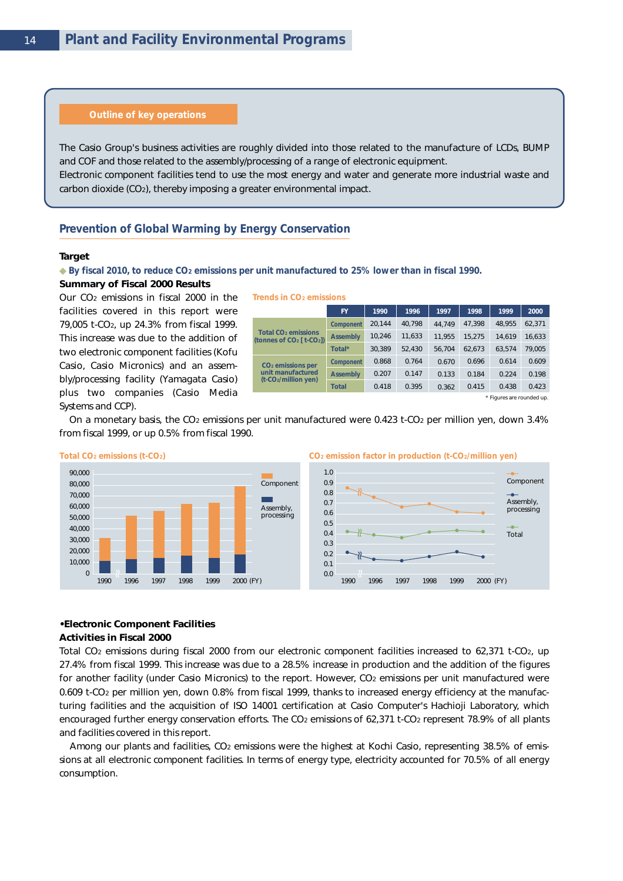## Plant and Facility Environmental Programs

### Outline of key operations

The Casio Group's business activities are roughly divided into those related to the manufacture of LCDs, BUMP and COF and those related to the assembly/processing of a range of electronic equipment.
Electronic component facilities tend to use the most energy and water and generate more industrial waste and carbon dioxide ($CO_2$), thereby imposing a greater environmental impact.

## Prevention of Global Warming by Energy Conservation

**Target**

◆ **By fiscal 2010, to reduce $CO_2$ emissions per unit manufactured to 25% lower than in fiscal 1990.**

**Summary of Fiscal 2000 Results**

Our $CO_2$ emissions in fiscal 2000 in the facilities covered in this report were 79,005 t-$CO_2$, up 24.3% from fiscal 1999. This increase was due to the addition of two electronic component facilities (Kofu Casio, Casio Micronics) and an assembly/processing facility (Yamagata Casio) plus two companies (Casio Media Systems and CCP).

**Trends in $CO_2$ emissions**

| | FY | 1990 | 1996 | 1997 | 1998 | 1999 | 2000 |
|---|---|---|---|---|---|---|---|
| Total $CO_2$ emissions (tonnes of $CO_2$ [ t-$CO_2$]) | Component | 20,144 | 40,798 | 44,749 | 47,398 | 48,955 | 62,371 |
| | Assembly | 10,246 | 11,633 | 11,955 | 15,275 | 14,619 | 16,633 |
| | Total* | 30,389 | 52,430 | 56,704 | 62,673 | 63,574 | 79,005 |
| $CO_2$ emissions per unit manufactured (t-$CO_2$/million yen) | Component | 0.868 | 0.764 | 0.670 | 0.696 | 0.614 | 0.609 |
| | Assembly | 0.207 | 0.147 | 0.133 | 0.184 | 0.224 | 0.198 |
| | Total | 0.418 | 0.395 | 0.362 | 0.415 | 0.438 | 0.423 |

\* Figures are rounded up.

On a monetary basis, the $CO_2$ emissions per unit manufactured were 0.423 t-$CO_2$ per million yen, down 3.4% from fiscal 1999, or up 0.5% from fiscal 1990.

**Total $CO_2$ emissions (t-$CO_2$)**

**$CO_2$ emission factor in production (t-$CO_2$/million yen)**

**•Electronic Component Facilities**

**Activities in Fiscal 2000**

Total $CO_2$ emissions during fiscal 2000 from our electronic component facilities increased to 62,371 t-$CO_2$, up 27.4% from fiscal 1999. This increase was due to a 28.5% increase in production and the addition of the figures for another facility (under Casio Micronics) to the report. However, $CO_2$ emissions per unit manufactured were 0.609 t-$CO_2$ per million yen, down 0.8% from fiscal 1999, thanks to increased energy efficiency at the manufacturing facilities and the acquisition of ISO 14001 certification at Casio Computer's Hachioji Laboratory, which encouraged further energy conservation efforts. The $CO_2$ emissions of 62,371 t-$CO_2$ represent 78.9% of all plants and facilities covered in this report.

Among our plants and facilities, $CO_2$ emissions were the highest at Kochi Casio, representing 38.5% of emissions at all electronic component facilities. In terms of energy type, electricity accounted for 70.5% of all energy consumption.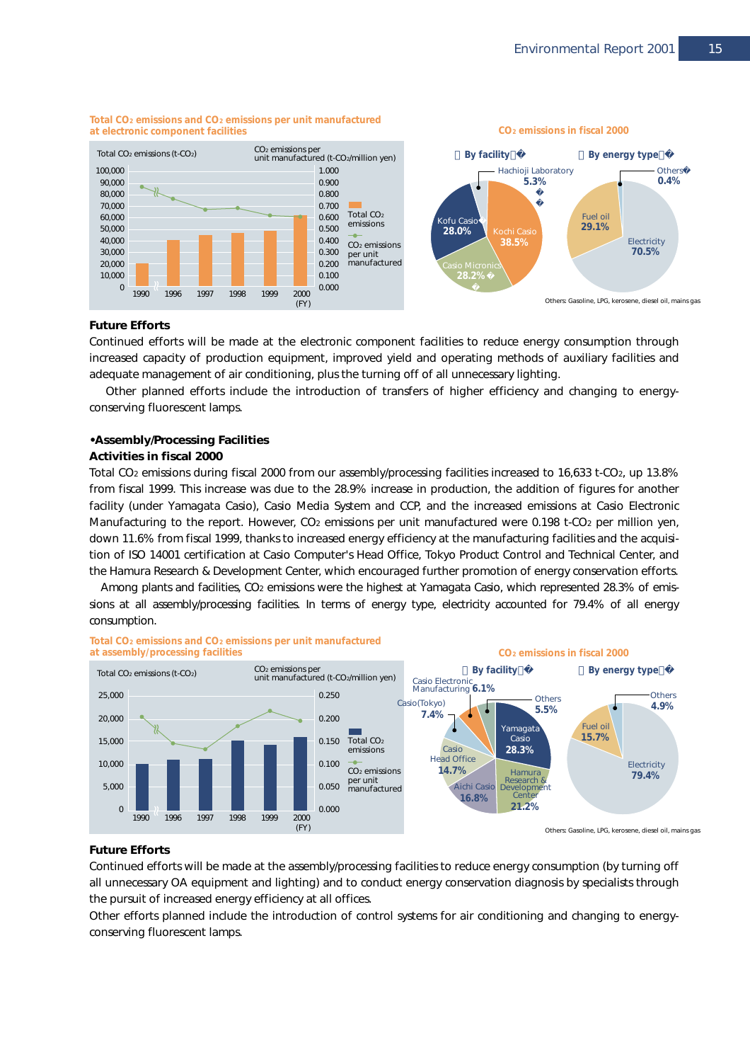**Total $CO_2$ emissions and $CO_2$ emissions per unit manufactured at electronic component facilities**

**$CO_2$ emissions in fiscal 2000**

**Future Efforts**

Continued efforts will be made at the electronic component facilities to reduce energy consumption through increased capacity of production equipment, improved yield and operating methods of auxiliary facilities and adequate management of air conditioning, plus the turning off of all unnecessary lighting.

Other planned efforts include the introduction of transfers of higher efficiency and changing to energy-conserving fluorescent lamps.

### •Assembly/Processing Facilities

**Activities in fiscal 2000**

Total $CO_2$ emissions during fiscal 2000 from our assembly/processing facilities increased to 16,633 t-$CO_2$, up 13.8% from fiscal 1999. This increase was due to the 28.9% increase in production, the addition of figures for another facility (under Yamagata Casio), Casio Media System and CCP, and the increased emissions at Casio Electronic Manufacturing to the report. However, $CO_2$ emissions per unit manufactured were 0.198 t-$CO_2$ per million yen, down 11.6% from fiscal 1999, thanks to increased energy efficiency at the manufacturing facilities and the acquisition of ISO 14001 certification at Casio Computer's Head Office, Tokyo Product Control and Technical Center, and the Hamura Research & Development Center, which encouraged further promotion of energy conservation efforts.

Among plants and facilities, $CO_2$ emissions were the highest at Yamagata Casio, which represented 28.3% of emissions at all assembly/processing facilities. In terms of energy type, electricity accounted for 79.4% of all energy consumption.

**Total $CO_2$ emissions and $CO_2$ emissions per unit manufactured at assembly/processing facilities**

**$CO_2$ emissions in fiscal 2000**

**Future Efforts**

Continued efforts will be made at the assembly/processing facilities to reduce energy consumption (by turning off all unnecessary OA equipment and lighting) and to conduct energy conservation diagnosis by specialists through the pursuit of increased energy efficiency at all offices.

Other efforts planned include the introduction of control systems for air conditioning and changing to energy-conserving fluorescent lamps.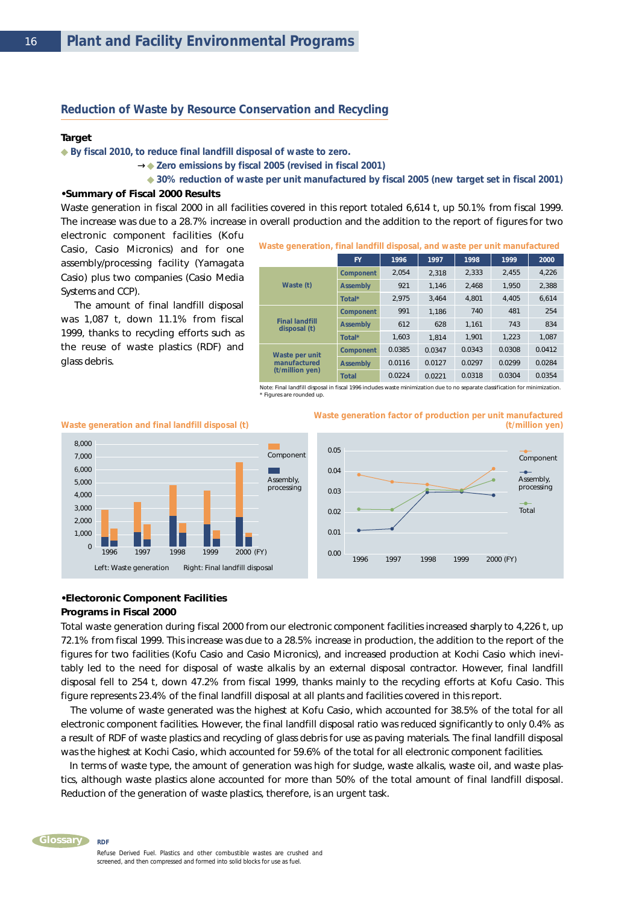## Plant and Facility Environmental Programs

### Reduction of Waste by Resource Conservation and Recycling

**Target**

◆ **By fiscal 2010, to reduce final landfill disposal of waste to zero.**

→◆ **Zero emissions by fiscal 2005 (revised in fiscal 2001)**

◆ **30% reduction of waste per unit manufactured by fiscal 2005 (new target set in fiscal 2001)**

**•Summary of Fiscal 2000 Results**

Waste generation in fiscal 2000 in all facilities covered in this report totaled 6,614 t, up 50.1% from fiscal 1999. The increase was due to a 28.7% increase in overall production and the addition to the report of figures for two electronic component facilities (Kofu Casio, Casio Micronics) and for one assembly/processing facility (Yamagata Casio) plus two companies (Casio Media Systems and CCP).

The amount of final landfill disposal was 1,087 t, down 11.1% from fiscal 1999, thanks to recycling efforts such as the reuse of waste plastics (RDF) and glass debris.

**Waste generation, final landfill disposal, and waste per unit manufactured**

| | FY | 1996 | 1997 | 1998 | 1999 | 2000 |
|---|---|---|---|---|---|---|
| Waste (t) | Component | 2,054 | 2,318 | 2,333 | 2,455 | 4,226 |
| | Assembly | 921 | 1,146 | 2,468 | 1,950 | 2,388 |
| | Total* | 2,975 | 3,464 | 4,801 | 4,405 | 6,614 |
| Final landfill disposal (t) | Component | 991 | 1,186 | 740 | 481 | 254 |
| | Assembly | 612 | 628 | 1,161 | 743 | 834 |
| | Total* | 1,603 | 1,814 | 1,901 | 1,223 | 1,087 |
| Waste per unit manufactured (t/million yen) | Component | 0.0385 | 0.0347 | 0.0343 | 0.0308 | 0.0412 |
| | Assembly | 0.0116 | 0.0127 | 0.0297 | 0.0299 | 0.0284 |
| | Total | 0.0224 | 0.0221 | 0.0318 | 0.0304 | 0.0354 |

Note: Final landfill disposal in fiscal 1996 includes waste minimization due to no separate classification for minimization.
* Figures are rounded up.

**Waste generation and final landfill disposal (t)**

Left: Waste generation Right: Final landfill disposal

**Waste generation factor of production per unit manufactured (t/million yen)**

**•Electoronic Component Facilities**

**Programs in Fiscal 2000**

Total waste generation during fiscal 2000 from our electronic component facilities increased sharply to 4,226 t, up 72.1% from fiscal 1999. This increase was due to a 28.5% increase in production, the addition to the report of the figures for two facilities (Kofu Casio and Casio Micronics), and increased production at Kochi Casio which inevitably led to the need for disposal of waste alkalis by an external disposal contractor. However, final landfill disposal fell to 254 t, down 47.2% from fiscal 1999, thanks mainly to the recycling efforts at Kofu Casio. This figure represents 23.4% of the final landfill disposal at all plants and facilities covered in this report.

The volume of waste generated was the highest at Kofu Casio, which accounted for 38.5% of the total for all electronic component facilities. However, the final landfill disposal ratio was reduced significantly to only 0.4% as a result of RDF of waste plastics and recycling of glass debris for use as paving materials. The final landfill disposal was the highest at Kochi Casio, which accounted for 59.6% of the total for all electronic component facilities.

In terms of waste type, the amount of generation was high for sludge, waste alkalis, waste oil, and waste plastics, although waste plastics alone accounted for more than 50% of the total amount of final landfill disposal. Reduction of the generation of waste plastics, therefore, is an urgent task.

**Glossary**

**RDF**

Refuse Derived Fuel. Plastics and other combustible wastes are crushed and screened, and then compressed and formed into solid blocks for use as fuel.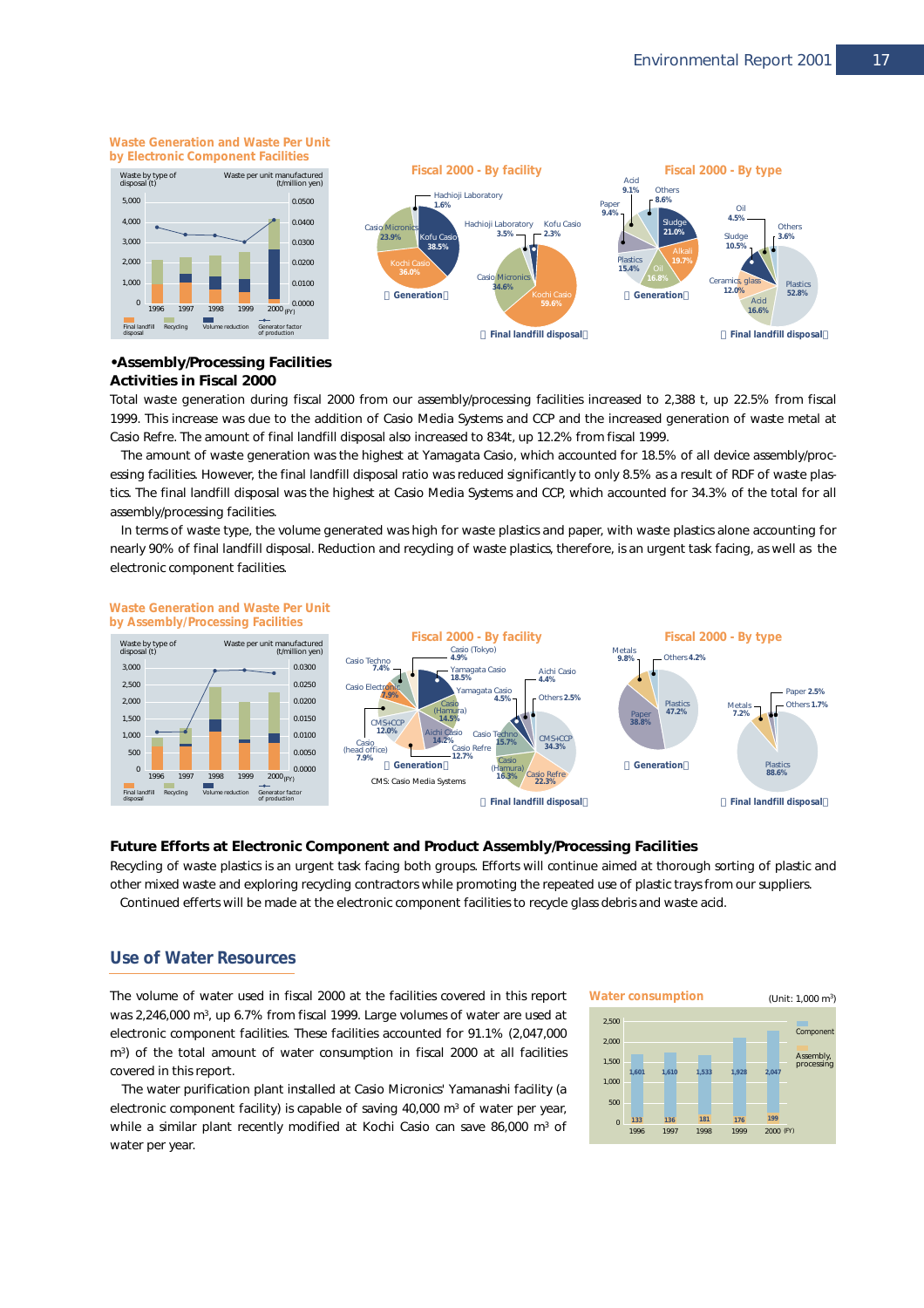## Waste Generation and Waste Per Unit by Electronic Component Facilities

Waste by type of disposal (t) / Waste per unit manufactured (t/million yen)

Final landfill disposal / Recycling / Volume reduction / Generator factor of production

**Fiscal 2000 - By facility**

Generation: Kofu Casio 38.5%, Kochi Casio 36.0%, Casio Micronics 23.9%, Hachioji Laboratory 1.6%

Final landfill disposal: Kochi Casio 59.6%, Casio Micronics 34.6%, Hachioji Laboratory 3.5%, Kofu Casio 2.3%

**Fiscal 2000 - By type**

Generation: Sludge 21.0%, Alkali 19.7%, Oil 16.8%, Plastics 15.4%, Paper 9.4%, Acid 9.1%, Others 8.6%

Final landfill disposal: Plastics 52.8%, Acid 16.6%, Ceramics, glass 12.0%, Sludge 10.5%, Oil 4.5%, Others 3.6%

### •Assembly/Processing Facilities Activities in Fiscal 2000

Total waste generation during fiscal 2000 from our assembly/processing facilities increased to 2,388 t, up 22.5% from fiscal 1999. This increase was due to the addition of Casio Media Systems and CCP and the increased generation of waste metal at Casio Refre. The amount of final landfill disposal also increased to 834t, up 12.2% from fiscal 1999.

The amount of waste generation was the highest at Yamagata Casio, which accounted for 18.5% of all device assembly/processing facilities. However, the final landfill disposal ratio was reduced significantly to only 8.5% as a result of RDF of waste plastics. The final landfill disposal was the highest at Casio Media Systems and CCP, which accounted for 34.3% of the total for all assembly/processing facilities.

In terms of waste type, the volume generated was high for waste plastics and paper, with waste plastics alone accounting for nearly 90% of final landfill disposal. Reduction and recycling of waste plastics, therefore, is an urgent task facing, as well as the electronic component facilities.

## Waste Generation and Waste Per Unit by Assembly/Processing Facilities

Waste by type of disposal (t) / Waste per unit manufactured (t/million yen)

Final landfill disposal / Recycling / Volume reduction / Generator factor of production

**Fiscal 2000 - By facility**

Generation: Yamagata Casio 18.5%, Casio (Hamura) 14.5%, Aichi Casio 14.2%, Casio Refre 12.7%, CMS+CCP 12.0%, Casio (head office) 7.9%, Casio Electronic 7.9%, Casio Techno 7.4%, Casio (Tokyo) 4.9%

CMS: Casio Media Systems

Final landfill disposal: CMS+CCP 34.3%, Casio Refre 22.3%, Casio (Hamura) 16.3%, Casio Techno 15.7%, Yamagata Casio 4.5%, Aichi Casio 4.4%, Others 2.5%

**Fiscal 2000 - By type**

Generation: Plastics 47.2%, Paper 38.8%, Metals 9.8%, Others 4.2%

Final landfill disposal: Plastics 88.6%, Metals 7.2%, Paper 2.5%, Others 1.7%

### Future Efforts at Electronic Component and Product Assembly/Processing Facilities

Recycling of waste plastics is an urgent task facing both groups. Efforts will continue aimed at thorough sorting of plastic and other mixed waste and exploring recycling contractors while promoting the repeated use of plastic trays from our suppliers.

Continued efferts will be made at the electronic component facilities to recycle glass debris and waste acid.

## Use of Water Resources

The volume of water used in fiscal 2000 at the facilities covered in this report was 2,246,000 m³, up 6.7% from fiscal 1999. Large volumes of water are used at electronic component facilities. These facilities accounted for 91.1% (2,047,000 m³) of the total amount of water consumption in fiscal 2000 at all facilities covered in this report.

The water purification plant installed at Casio Micronics' Yamanashi facility (a electronic component facility) is capable of saving 40,000 m³ of water per year, while a similar plant recently modified at Kochi Casio can save 86,000 m³ of water per year.

**Water consumption** (Unit: 1,000 m³)

| FY | Component | Assembly, processing |
|---|---|---|
| 1996 | 1,601 | 133 |
| 1997 | 1,610 | 136 |
| 1998 | 1,533 | 181 |
| 1999 | 1,928 | 176 |
| 2000 | 2,047 | 199 |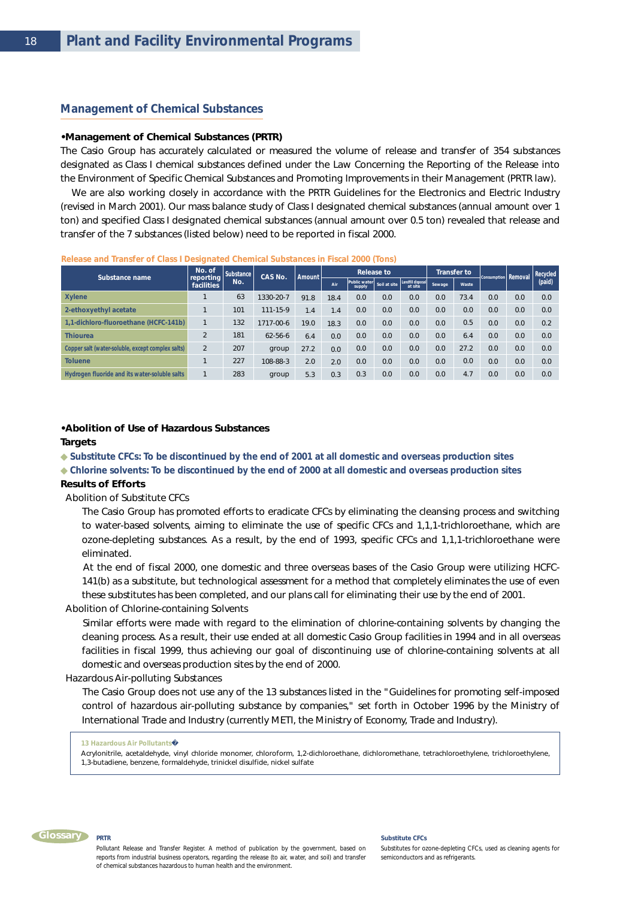## Plant and Facility Environmental Programs

### Management of Chemical Substances

**•Management of Chemical Substances (PRTR)**

The Casio Group has accurately calculated or measured the volume of release and transfer of 354 substances designated as Class I chemical substances defined under the Law Concerning the Reporting of the Release into the Environment of Specific Chemical Substances and Promoting Improvements in their Management (PRTR law).

We are also working closely in accordance with the PRTR Guidelines for the Electronics and Electric Industry (revised in March 2001). Our mass balance study of Class I designated chemical substances (annual amount over 1 ton) and specified Class I designated chemical substances (annual amount over 0.5 ton) revealed that release and transfer of the 7 substances (listed below) need to be reported in fiscal 2000.

**Release and Transfer of Class I Designated Chemical Substances in Fiscal 2000 (Tons)**

| Substance name | No. of reporting facilities | Substance No. | CAS No. | Amount | Release to | | | | Transfer to | | Consumption | Removal | Recycled (paid) |
|---|---|---|---|---|---|---|---|---|---|---|---|---|---|
| | | | | | Air | Public water supply | Soil at site | Landfill disposal at site | Sewage | Waste | | | |
| Xylene | 1 | 63 | 1330-20-7 | 91.8 | 18.4 | 0.0 | 0.0 | 0.0 | 0.0 | 73.4 | 0.0 | 0.0 | 0.0 |
| 2-ethoxyethyl acetate | 1 | 101 | 111-15-9 | 1.4 | 1.4 | 0.0 | 0.0 | 0.0 | 0.0 | 0.0 | 0.0 | 0.0 | 0.0 |
| 1,1-dichloro-fluoroethane (HCFC-141b) | 1 | 132 | 1717-00-6 | 19.0 | 18.3 | 0.0 | 0.0 | 0.0 | 0.0 | 0.5 | 0.0 | 0.0 | 0.2 |
| Thiourea | 2 | 181 | 62-56-6 | 6.4 | 0.0 | 0.0 | 0.0 | 0.0 | 0.0 | 6.4 | 0.0 | 0.0 | 0.0 |
| Copper salt (water-soluble, except complex salts) | 2 | 207 | group | 27.2 | 0.0 | 0.0 | 0.0 | 0.0 | 0.0 | 27.2 | 0.0 | 0.0 | 0.0 |
| Toluene | 1 | 227 | 108-88-3 | 2.0 | 2.0 | 0.0 | 0.0 | 0.0 | 0.0 | 0.0 | 0.0 | 0.0 | 0.0 |
| Hydrogen fluoride and its water-soluble salts | 1 | 283 | group | 5.3 | 0.3 | 0.3 | 0.0 | 0.0 | 0.0 | 4.7 | 0.0 | 0.0 | 0.0 |

**•Abolition of Use of Hazardous Substances**

**Targets**

- ◆ **Substitute CFCs: To be discontinued by the end of 2001 at all domestic and overseas production sites**
- ◆ **Chlorine solvents: To be discontinued by the end of 2000 at all domestic and overseas production sites**

**Results of Efforts**

Abolition of Substitute CFCs

The Casio Group has promoted efforts to eradicate CFCs by eliminating the cleansing process and switching to water-based solvents, aiming to eliminate the use of specific CFCs and 1,1,1-trichloroethane, which are ozone-depleting substances. As a result, by the end of 1993, specific CFCs and 1,1,1-trichloroethane were eliminated.

At the end of fiscal 2000, one domestic and three overseas bases of the Casio Group were utilizing HCFC-141(b) as a substitute, but technological assessment for a method that completely eliminates the use of even these substitutes has been completed, and our plans call for eliminating their use by the end of 2001.

Abolition of Chlorine-containing Solvents

Similar efforts were made with regard to the elimination of chlorine-containing solvents by changing the cleaning process. As a result, their use ended at all domestic Casio Group facilities in 1994 and in all overseas facilities in fiscal 1999, thus achieving our goal of discontinuing use of chlorine-containing solvents at all domestic and overseas production sites by the end of 2000.

Hazardous Air-polluting Substances

The Casio Group does not use any of the 13 substances listed in the "Guidelines for promoting self-imposed control of hazardous air-polluting substance by companies," set forth in October 1996 by the Ministry of International Trade and Industry (currently METI, the Ministry of Economy, Trade and Industry).

> **13 Hazardous Air Pollutants**
> Acrylonitrile, acetaldehyde, vinyl chloride monomer, chloroform, 1,2-dichloroethane, dichloromethane, tetrachloroethylene, trichloroethylene, 1,3-butadiene, benzene, formaldehyde, trinickel disulfide, nickel sulfate

**Glossary**

**PRTR**
Pollutant Release and Transfer Register. A method of publication by the government, based on reports from industrial business operators, regarding the release (to air, water, and soil) and transfer of chemical substances hazardous to human health and the environment.

**Substitute CFCs**
Substitutes for ozone-depleting CFCs, used as cleaning agents for semiconductors and as refrigerants.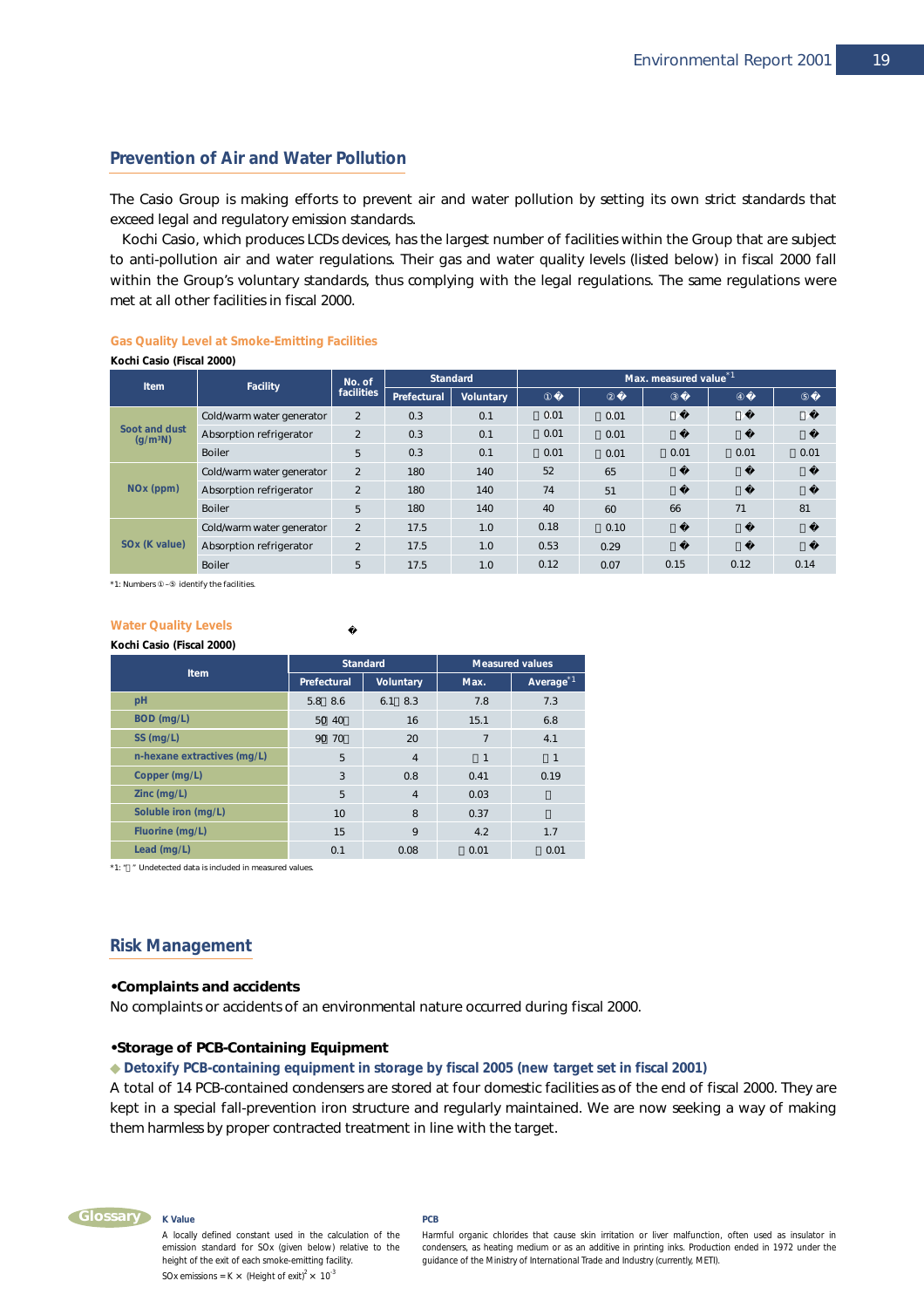## Prevention of Air and Water Pollution

The Casio Group is making efforts to prevent air and water pollution by setting its own strict standards that exceed legal and regulatory emission standards.

Kochi Casio, which produces LCDs devices, has the largest number of facilities within the Group that are subject to anti-pollution air and water regulations. Their gas and water quality levels (listed below) in fiscal 2000 fall within the Group's voluntary standards, thus complying with the legal regulations. The same regulations were met at all other facilities in fiscal 2000.

### Gas Quality Level at Smoke-Emitting Facilities

**Kochi Casio (Fiscal 2000)**

| Item | Facility | No. of facilities | Standard | | Max. measured value*1 | | | | |
|---|---|---|---|---|---|---|---|---|---|
| | | | Prefectural | Voluntary | ① | ② | ③ | ④ | ⑤ |
| Soot and dust ($g/m^3N$) | Cold/warm water generator | 2 | 0.3 | 0.1 | ＜0.01 | ＜0.01 | − | − | − |
| | Absorption refrigerator | 2 | 0.3 | 0.1 | ＜0.01 | ＜0.01 | − | − | − |
| | Boiler | 5 | 0.3 | 0.1 | ＜0.01 | ＜0.01 | ＜0.01 | ＜0.01 | ＜0.01 |
| NOx (ppm) | Cold/warm water generator | 2 | 180 | 140 | 52 | 65 | − | − | − |
| | Absorption refrigerator | 2 | 180 | 140 | 74 | 51 | − | − | − |
| | Boiler | 5 | 180 | 140 | 40 | 60 | 66 | 71 | 81 |
| SOx (K value) | Cold/warm water generator | 2 | 17.5 | 1.0 | 0.18 | ＜0.10 | − | − | − |
| | Absorption refrigerator | 2 | 17.5 | 1.0 | 0.53 | 0.29 | − | − | − |
| | Boiler | 5 | 17.5 | 1.0 | 0.12 | 0.07 | 0.15 | 0.12 | 0.14 |

*1: Numbers ①–⑤ identify the facilities.

### Water Quality Levels

**Kochi Casio (Fiscal 2000)**

| Item | Standard | | Measured values | |
|---|---|---|---|---|
| | Prefectural | Voluntary | Max. | Average*1 |
| pH | 5.8～8.6 | 6.1～8.3 | 7.8 | 7.3 |
| BOD (mg/L) | 50（40） | 16 | 15.1 | 6.8 |
| SS (mg/L) | 90（70） | 20 | 7 | 4.1 |
| n-hexane extractives (mg/L) | 5 | 4 | ＜1 | ＜1 |
| Copper (mg/L) | 3 | 0.8 | 0.41 | 0.19 |
| Zinc (mg/L) | 5 | 4 | 0.03 | − |
| Soluble iron (mg/L) | 10 | 8 | 0.37 | − |
| Fluorine (mg/L) | 15 | 9 | 4.2 | 1.7 |
| Lead (mg/L) | 0.1 | 0.08 | ＜0.01 | ＜0.01 |

*1: "＜" Undetected data is included in measured values.

## Risk Management

**•Complaints and accidents**

No complaints or accidents of an environmental nature occurred during fiscal 2000.

**•Storage of PCB-Containing Equipment**

◆ **Detoxify PCB-containing equipment in storage by fiscal 2005 (new target set in fiscal 2001)**

A total of 14 PCB-contained condensers are stored at four domestic facilities as of the end of fiscal 2000. They are kept in a special fall-prevention iron structure and regularly maintained. We are now seeking a way of making them harmless by proper contracted treatment in line with the target.

**Glossary**

**K Value**

A locally defined constant used in the calculation of the emission standard for SOx (given below) relative to the height of the exit of each smoke-emitting facility.

SOx emissions = K × (Height of exit)$^2$ × $10^{-3}$

**PCB**

Harmful organic chlorides that cause skin irritation or liver malfunction, often used as insulator in condensers, as heating medium or as an additive in printing inks. Production ended in 1972 under the guidance of the Ministry of International Trade and Industry (currently, METI).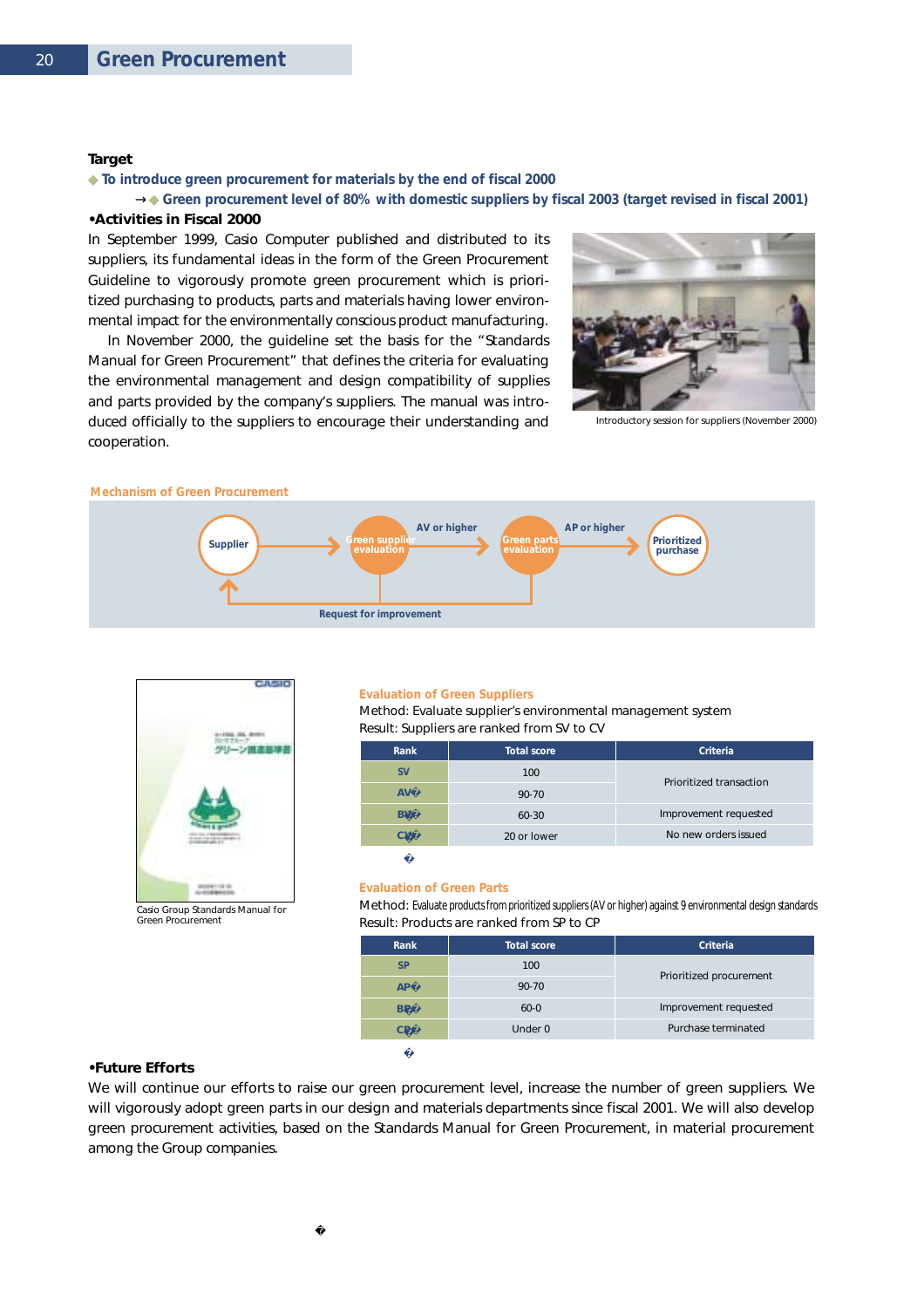## Green Procurement

**Target**

◆ **To introduce green procurement for materials by the end of fiscal 2000**

→ ◆ **Green procurement level of 80% with domestic suppliers by fiscal 2003 (target revised in fiscal 2001)**

### •Activities in Fiscal 2000

In September 1999, Casio Computer published and distributed to its suppliers, its fundamental ideas in the form of the Green Procurement Guideline to vigorously promote green procurement which is prioritized purchasing to products, parts and materials having lower environmental impact for the environmentally conscious product manufacturing.

In November 2000, the guideline set the basis for the "Standards Manual for Green Procurement" that defines the criteria for evaluating the environmental management and design compatibility of supplies and parts provided by the company's suppliers. The manual was introduced officially to the suppliers to encourage their understanding and cooperation.

Introductory session for suppliers (November 2000)

**Mechanism of Green Procurement**

Supplier → Green supplier evaluation → (AV or higher) → Green parts evaluation → (AP or higher) → Prioritized purchase

Request for improvement (from evaluations back to Supplier)

Casio Group Standards Manual for Green Procurement

**Evaluation of Green Suppliers**

Method: Evaluate supplier's environmental management system
Result: Suppliers are ranked from SV to CV

| Rank | Total score | Criteria |
|---|---|---|
| SV | 100 | Prioritized transaction |
| AV | 90-70 | |
| BV | 60-30 | Improvement requested |
| CV | 20 or lower | No new orders issued |

**Evaluation of Green Parts**

Method: Evaluate products from prioritized suppliers (AV or higher) against 9 environmental design standards
Result: Products are ranked from SP to CP

| Rank | Total score | Criteria |
|---|---|---|
| SP | 100 | Prioritized procurement |
| AP | 90-70 | |
| BP | 60-0 | Improvement requested |
| CP | Under 0 | Purchase terminated |

### •Future Efforts

We will continue our efforts to raise our green procurement level, increase the number of green suppliers. We will vigorously adopt green parts in our design and materials departments since fiscal 2001. We will also develop green procurement activities, based on the Standards Manual for Green Procurement, in material procurement among the Group companies.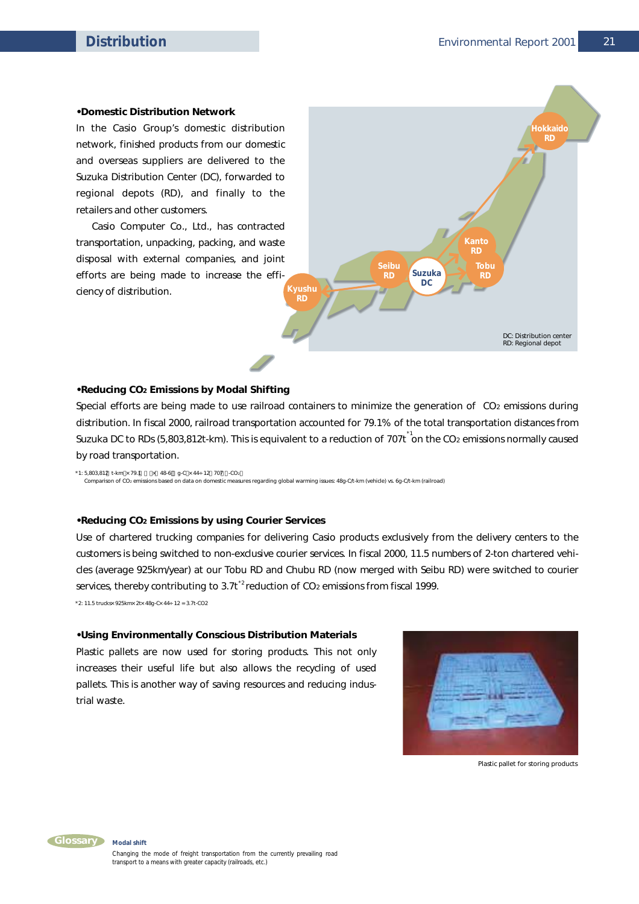# Distribution

**•Domestic Distribution Network**

In the Casio Group's domestic distribution network, finished products from our domestic and overseas suppliers are delivered to the Suzuka Distribution Center (DC), forwarded to regional depots (RD), and finally to the retailers and other customers.

Casio Computer Co., Ltd., has contracted transportation, unpacking, packing, and waste disposal with external companies, and joint efforts are being made to increase the efficiency of distribution.

Hokkaido RD
Kanto RD
Tobu RD
Suzuka DC
Seibu RD
Kyushu RD

DC: Distribution center
RD: Regional depot

**•Reducing $CO_2$ Emissions by Modal Shifting**

Special efforts are being made to use railroad containers to minimize the generation of $CO_2$ emissions during distribution. In fiscal 2000, railroad transportation accounted for 79.1% of the total transportation distances from Suzuka DC to RDs (5,803,812t-km). This is equivalent to a reduction of 707t[*1] on the $CO_2$ emissions normally caused by road transportation.

*1: 5,803,812 t-km × 79.1 × 48-6 g-C × 44÷12 707 -$CO_2$
Comparison of $CO_2$ emissions based on data on domestic measures regarding global warming issues: 48g-C/t-km (vehicle) vs. 6g-C/t-km (railroad)

**•Reducing $CO_2$ Emissions by using Courier Services**

Use of chartered trucking companies for delivering Casio products exclusively from the delivery centers to the customers is being switched to non-exclusive courier services. In fiscal 2000, 11.5 numbers of 2-ton chartered vehicles (average 925km/year) at our Tobu RD and Chubu RD (now merged with Seibu RD) were switched to courier services, thereby contributing to 3.7t[*2] reduction of $CO_2$ emissions from fiscal 1999.

*2: 11.5 trucks× 925km× 2t× 48g-C× 44÷ 12 = 3.7t-CO2

**•Using Environmentally Conscious Distribution Materials**

Plastic pallets are now used for storing products. This not only increases their useful life but also allows the recycling of used pallets. This is another way of saving resources and reducing industrial waste.

Plastic pallet for storing products

Glossary

**Modal shift**

Changing the mode of freight transportation from the currently prevailing road transport to a means with greater capacity (railroads, etc.)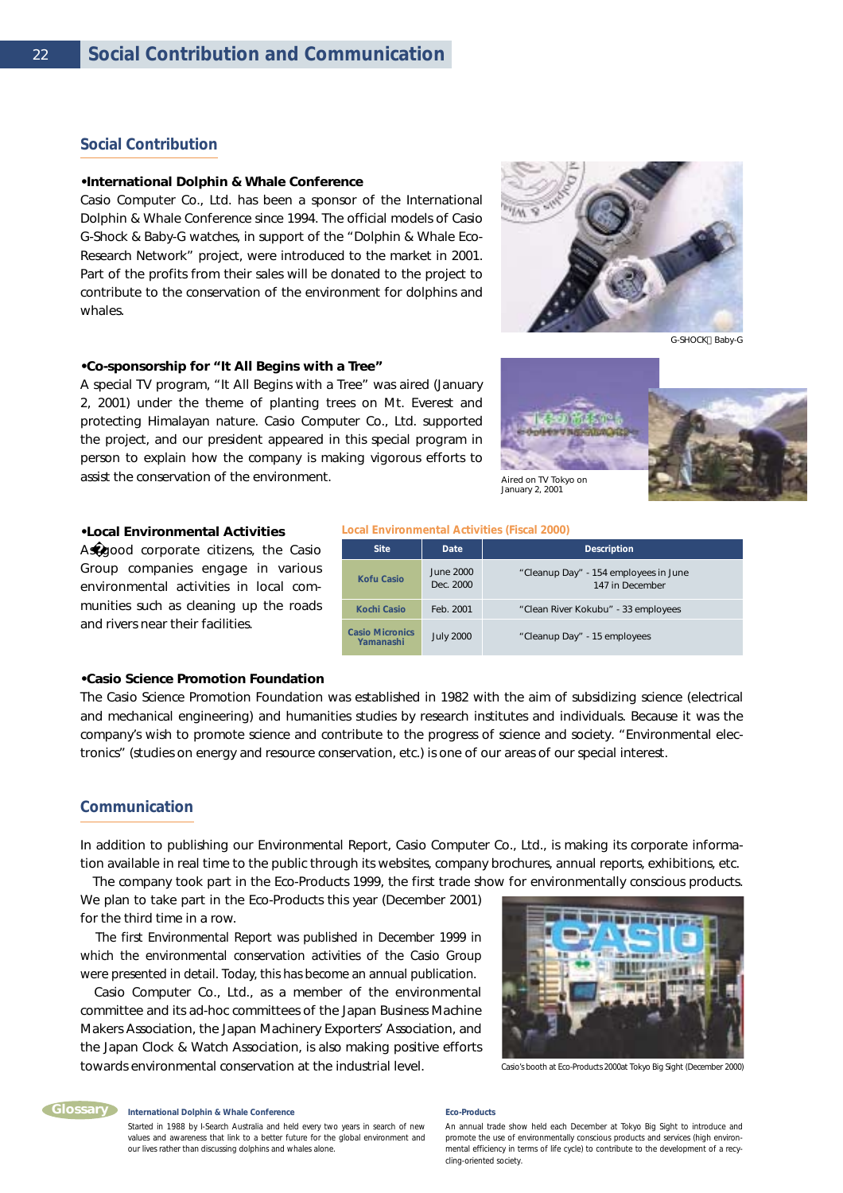# Social Contribution and Communication

## Social Contribution

**•International Dolphin & Whale Conference**

Casio Computer Co., Ltd. has been a sponsor of the International Dolphin & Whale Conference since 1994. The official models of Casio G-Shock & Baby-G watches, in support of the “Dolphin & Whale Eco-Research Network” project, were introduced to the market in 2001. Part of the profits from their sales will be donated to the project to contribute to the conservation of the environment for dolphins and whales.

G-SHOCK・Baby-G

**•Co-sponsorship for “It All Begins with a Tree”**

A special TV program, “It All Begins with a Tree” was aired (January 2, 2001) under the theme of planting trees on Mt. Everest and protecting Himalayan nature. Casio Computer Co., Ltd. supported the project, and our president appeared in this special program in person to explain how the company is making vigorous efforts to assist the conservation of the environment.

Aired on TV Tokyo on January 2, 2001

**•Local Environmental Activities**

As good corporate citizens, the Casio Group companies engage in various environmental activities in local communities such as cleaning up the roads and rivers near their facilities.

**Local Environmental Activities (Fiscal 2000)**

| Site | Date | Description |
|---|---|---|
| Kofu Casio | June 2000<br>Dec. 2000 | “Cleanup Day” - 154 employees in June<br>147 in December |
| Kochi Casio | Feb. 2001 | “Clean River Kokubu” - 33 employees |
| Casio Micronics Yamanashi | July 2000 | “Cleanup Day” - 15 employees |

**•Casio Science Promotion Foundation**

The Casio Science Promotion Foundation was established in 1982 with the aim of subsidizing science (electrical and mechanical engineering) and humanities studies by research institutes and individuals. Because it was the company’s wish to promote science and contribute to the progress of science and society. “Environmental electronics” (studies on energy and resource conservation, etc.) is one of our areas of our special interest.

## Communication

In addition to publishing our Environmental Report, Casio Computer Co., Ltd., is making its corporate information available in real time to the public through its websites, company brochures, annual reports, exhibitions, etc.

The company took part in the Eco-Products 1999, the first trade show for environmentally conscious products. We plan to take part in the Eco-Products this year (December 2001) for the third time in a row.

The first Environmental Report was published in December 1999 in which the environmental conservation activities of the Casio Group were presented in detail. Today, this has become an annual publication.

Casio Computer Co., Ltd., as a member of the environmental committee and its ad-hoc committees of the Japan Business Machine Makers Association, the Japan Machinery Exporters’ Association, and the Japan Clock & Watch Association, is also making positive efforts towards environmental conservation at the industrial level.

Casio’s booth at Eco-Products 2000at Tokyo Big Sight (December 2000)

**Glossary**

**International Dolphin & Whale Conference**

Started in 1988 by I-Search Australia and held every two years in search of new values and awareness that link to a better future for the global environment and our lives rather than discussing dolphins and whales alone.

**Eco-Products**

An annual trade show held each December at Tokyo Big Sight to introduce and promote the use of environmentally conscious products and services (high environmental efficiency in terms of life cycle) to contribute to the development of a recycling-oriented society.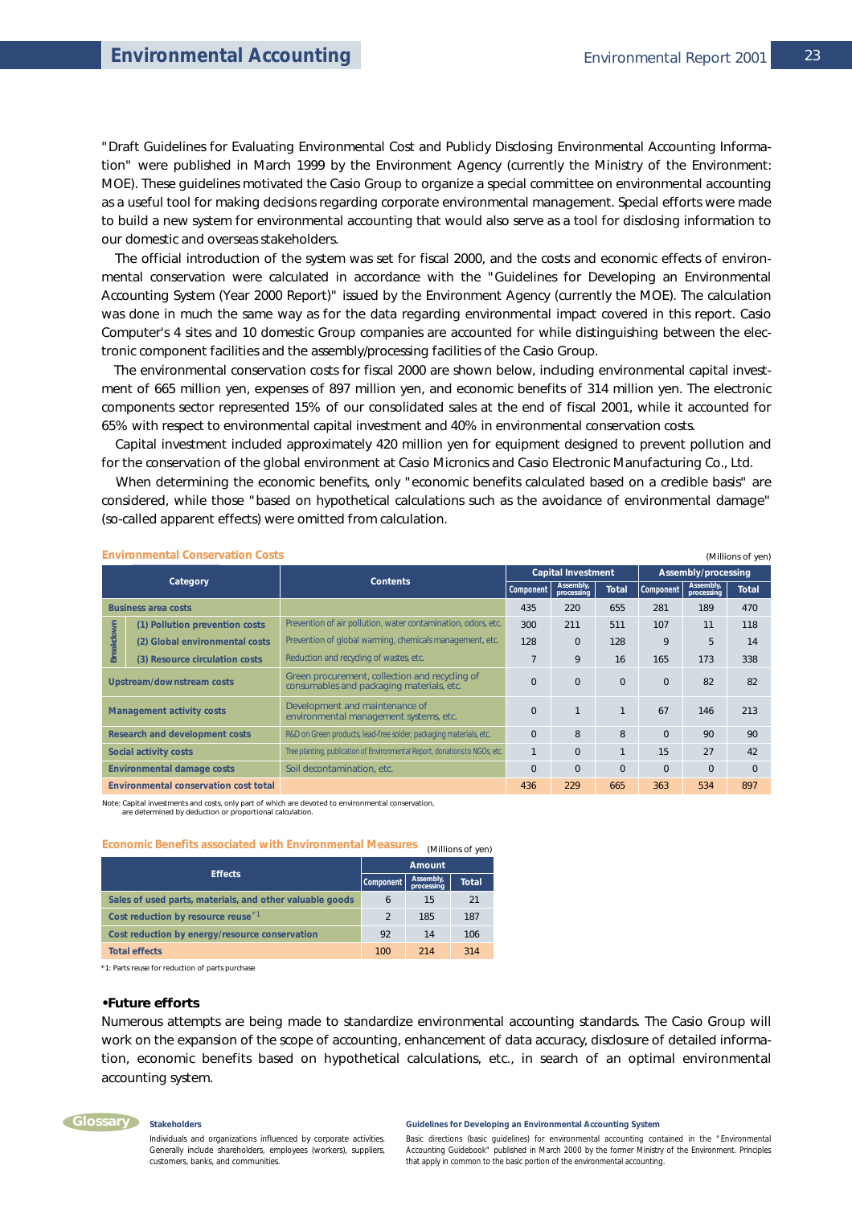# Environmental Accounting

"Draft Guidelines for Evaluating Environmental Cost and Publicly Disclosing Environmental Accounting Information" were published in March 1999 by the Environment Agency (currently the Ministry of the Environment: MOE). These guidelines motivated the Casio Group to organize a special committee on environmental accounting as a useful tool for making decisions regarding corporate environmental management. Special efforts were made to build a new system for environmental accounting that would also serve as a tool for disclosing information to our domestic and overseas stakeholders.

The official introduction of the system was set for fiscal 2000, and the costs and economic effects of environmental conservation were calculated in accordance with the "Guidelines for Developing an Environmental Accounting System (Year 2000 Report)" issued by the Environment Agency (currently the MOE). The calculation was done in much the same way as for the data regarding environmental impact covered in this report. Casio Computer's 4 sites and 10 domestic Group companies are accounted for while distinguishing between the electronic component facilities and the assembly/processing facilities of the Casio Group.

The environmental conservation costs for fiscal 2000 are shown below, including environmental capital investment of 665 million yen, expenses of 897 million yen, and economic benefits of 314 million yen. The electronic components sector represented 15% of our consolidated sales at the end of fiscal 2001, while it accounted for 65% with respect to environmental capital investment and 40% in environmental conservation costs.

Capital investment included approximately 420 million yen for equipment designed to prevent pollution and for the conservation of the global environment at Casio Micronics and Casio Electronic Manufacturing Co., Ltd.

When determining the economic benefits, only "economic benefits calculated based on a credible basis" are considered, while those "based on hypothetical calculations such as the avoidance of environmental damage" (so-called apparent effects) were omitted from calculation.

**Environmental Conservation Costs** (Millions of yen)

| Category | Contents | Capital Investment | | | Assembly/processing | | |
|---|---|---|---|---|---|---|---|
| | | Component | Assembly, processing | Total | Component | Assembly, processing | Total |
| Business area costs | | 435 | 220 | 655 | 281 | 189 | 470 |
| Breakdown (1) Pollution prevention costs | Prevention of air pollution, water contamination, odors, etc. | 300 | 211 | 511 | 107 | 11 | 118 |
| Breakdown (2) Global environmental costs | Prevention of global warming, chemicals management, etc. | 128 | 0 | 128 | 9 | 5 | 14 |
| Breakdown (3) Resource circulation costs | Reduction and recycling of wastes, etc. | 7 | 9 | 16 | 165 | 173 | 338 |
| Upstream/downstream costs | Green procurement, collection and recycling of consumables and packaging materials, etc. | 0 | 0 | 0 | 0 | 82 | 82 |
| Management activity costs | Development and maintenance of environmental management systems, etc. | 0 | 1 | 1 | 67 | 146 | 213 |
| Research and development costs | R&D on Green products, lead-free solder, packaging materials, etc. | 0 | 8 | 8 | 0 | 90 | 90 |
| Social activity costs | Tree planting, publication of Environmental Report, donations to NGOs, etc. | 1 | 0 | 1 | 15 | 27 | 42 |
| Environmental damage costs | Soil decontamination, etc. | 0 | 0 | 0 | 0 | 0 | 0 |
| Environmental conservation cost total | | 436 | 229 | 665 | 363 | 534 | 897 |

Note: Capital investments and costs, only part of which are devoted to environmental conservation, are determined by deduction or proportional calculation.

**Economic Benefits associated with Environmental Measures** (Millions of yen)

| Effects | Amount | | |
|---|---|---|---|
| | Component | Assembly, processing | Total |
| Sales of used parts, materials, and other valuable goods | 6 | 15 | 21 |
| Cost reduction by resource reuse*1 | 2 | 185 | 187 |
| Cost reduction by energy/resource conservation | 92 | 14 | 106 |
| Total effects | 100 | 214 | 314 |

*1: Parts reuse for reduction of parts purchase

### •Future efforts

Numerous attempts are being made to standardize environmental accounting standards. The Casio Group will work on the expansion of the scope of accounting, enhancement of data accuracy, disclosure of detailed information, economic benefits based on hypothetical calculations, etc., in search of an optimal environmental accounting system.

**Glossary**

**Stakeholders**
Individuals and organizations influenced by corporate activities. Generally include shareholders, employees (workers), suppliers, customers, banks, and communities.

**Guidelines for Developing an Environmental Accounting System**
Basic directions (basic guidelines) for environmental accounting contained in the "Environmental Accounting Guidebook" published in March 2000 by the former Ministry of the Environment. Principles that apply in common to the basic portion of the environmental accounting.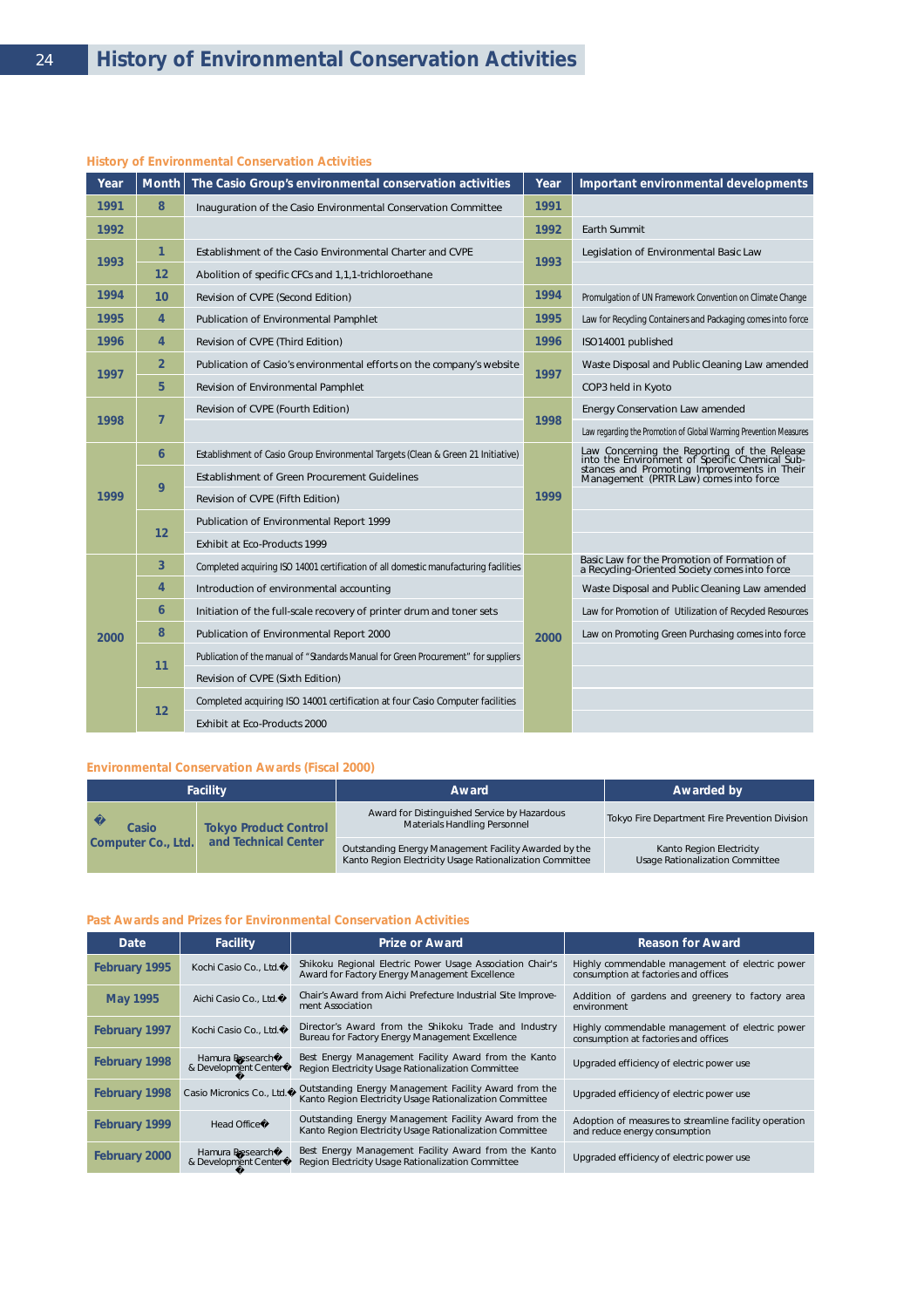# History of Environmental Conservation Activities

### History of Environmental Conservation Activities

| Year | Month | The Casio Group's environmental conservation activities | Year | Important environmental developments |
|---|---|---|---|---|
| 1991 | 8 | Inauguration of the Casio Environmental Conservation Committee | 1991 | |
| 1992 | | | 1992 | Earth Summit |
| 1993 | 1 | Establishment of the Casio Environmental Charter and CVPE | 1993 | Legislation of Environmental Basic Law |
| | 12 | Abolition of specific CFCs and 1,1,1-trichloroethane | | |
| 1994 | 10 | Revision of CVPE (Second Edition) | 1994 | Promulgation of UN Framework Convention on Climate Change |
| 1995 | 4 | Publication of Environmental Pamphlet | 1995 | Law for Recycling Containers and Packaging comes into force |
| 1996 | 4 | Revision of CVPE (Third Edition) | 1996 | ISO14001 published |
| 1997 | 2 | Publication of Casio's environmental efforts on the company's website | 1997 | Waste Disposal and Public Cleaning Law amended |
| | 5 | Revision of Environmental Pamphlet | | COP3 held in Kyoto |
| 1998 | 7 | Revision of CVPE (Fourth Edition) | 1998 | Energy Conservation Law amended |
| | | | | Law regarding the Promotion of Global Warming Prevention Measures |
| 1999 | 6 | Establishment of Casio Group Environmental Targets (Clean & Green 21 Initiative) | 1999 | Law Concerning the Reporting of the Release into the Environment of Specific Chemical Substances and Promoting Improvements in Their Management (PRTR Law) comes into force |
| | 9 | Establishment of Green Procurement Guidelines | | |
| | | Revision of CVPE (Fifth Edition) | | |
| | 12 | Publication of Environmental Report 1999 | | |
| | | Exhibit at Eco-Products 1999 | | |
| 2000 | 3 | Completed acquiring ISO 14001 certification of all domestic manufacturing facilities | 2000 | Basic Law for the Promotion of Formation of a Recycling-Oriented Society comes into force |
| | 4 | Introduction of environmental accounting | | Waste Disposal and Public Cleaning Law amended |
| | 6 | Initiation of the full-scale recovery of printer drum and toner sets | | Law for Promotion of Utilization of Recycled Resources |
| | 8 | Publication of Environmental Report 2000 | | Law on Promoting Green Purchasing comes into force |
| | 11 | Publication of the manual of "Standards Manual for Green Procurement" for suppliers | | |
| | | Revision of CVPE (Sixth Edition) | | |
| | 12 | Completed acquiring ISO 14001 certification at four Casio Computer facilities | | |
| | | Exhibit at Eco-Products 2000 | | |

### Environmental Conservation Awards (Fiscal 2000)

| Facility | | Award | Awarded by |
|---|---|---|---|
| Casio Computer Co., Ltd. | Tokyo Product Control and Technical Center | Award for Distinguished Service by Hazardous Materials Handling Personnel | Tokyo Fire Department Fire Prevention Division |
| | | Outstanding Energy Management Facility Awarded by the Kanto Region Electricity Usage Rationalization Committee | Kanto Region Electricity Usage Rationalization Committee |

### Past Awards and Prizes for Environmental Conservation Activities

| Date | Facility | Prize or Award | Reason for Award |
|---|---|---|---|
| February 1995 | Kochi Casio Co., Ltd. | Shikoku Regional Electric Power Usage Association Chair's Award for Factory Energy Management Excellence | Highly commendable management of electric power consumption at factories and offices |
| May 1995 | Aichi Casio Co., Ltd. | Chair's Award from Aichi Prefecture Industrial Site Improvement Association | Addition of gardens and greenery to factory area environment |
| February 1997 | Kochi Casio Co., Ltd. | Director's Award from the Shikoku Trade and Industry Bureau for Factory Energy Management Excellence | Highly commendable management of electric power consumption at factories and offices |
| February 1998 | Hamura Research & Development Center | Best Energy Management Facility Award from the Kanto Region Electricity Usage Rationalization Committee | Upgraded efficiency of electric power use |
| February 1998 | Casio Micronics Co., Ltd. | Outstanding Energy Management Facility Award from the Kanto Region Electricity Usage Rationalization Committee | Upgraded efficiency of electric power use |
| February 1999 | Head Office | Outstanding Energy Management Facility Award from the Kanto Region Electricity Usage Rationalization Committee | Adoption of measures to streamline facility operation and reduce energy consumption |
| February 2000 | Hamura Research & Development Center | Best Energy Management Facility Award from the Kanto Region Electricity Usage Rationalization Committee | Upgraded efficiency of electric power use |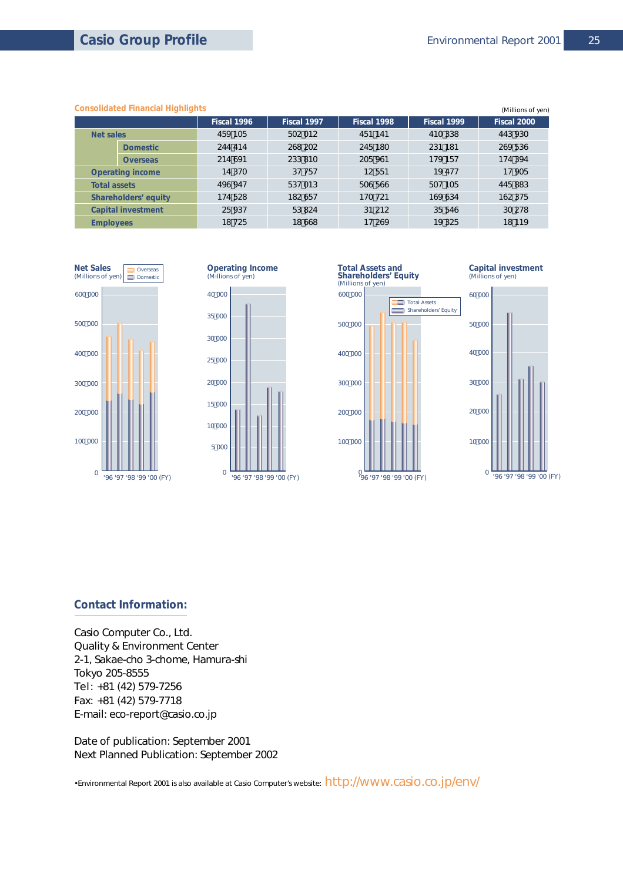## Casio Group Profile

### Consolidated Financial Highlights

(Millions of yen)

| | | Fiscal 1996 | Fiscal 1997 | Fiscal 1998 | Fiscal 1999 | Fiscal 2000 |
|---|---|---|---|---|---|---|
| **Net sales** | | 459,105 | 502,012 | 451,141 | 410,338 | 443,930 |
| | **Domestic** | 244,414 | 268,202 | 245,180 | 231,181 | 269,536 |
| | **Overseas** | 214,691 | 233,810 | 205,961 | 179,157 | 174,394 |
| **Operating income** | | 14,370 | 37,757 | 12,551 | 19,477 | 17,905 |
| **Total assets** | | 496,947 | 537,013 | 506,566 | 507,105 | 445,883 |
| **Shareholders' equity** | | 174,528 | 182,657 | 170,721 | 169,634 | 162,375 |
| **Capital investment** | | 25,937 | 53,824 | 31,212 | 35,546 | 30,278 |
| **Employees** | | 18,725 | 18,668 | 17,269 | 19,325 | 18,119 |

**Net Sales** (Millions of yen) — Overseas / Domestic — '96 '97 '98 '99 '00 (FY)

**Operating Income** (Millions of yen) — '96 '97 '98 '99 '00 (FY)

**Total Assets and Shareholders' Equity** (Millions of yen) — Total Assets / Shareholders' Equity — '96 '97 '98 '99 '00 (FY)

**Capital investment** (Millions of yen) — '96 '97 '98 '99 '00 (FY)

## Contact Information:

Casio Computer Co., Ltd.
Quality & Environment Center
2-1, Sakae-cho 3-chome, Hamura-shi
Tokyo 205-8555
Tel: +81 (42) 579-7256
Fax: +81 (42) 579-7718
E-mail: eco-report@casio.co.jp

Date of publication: September 2001
Next Planned Publication: September 2002

•Environmental Report 2001 is also available at Casio Computer's website: http://www.casio.co.jp/env/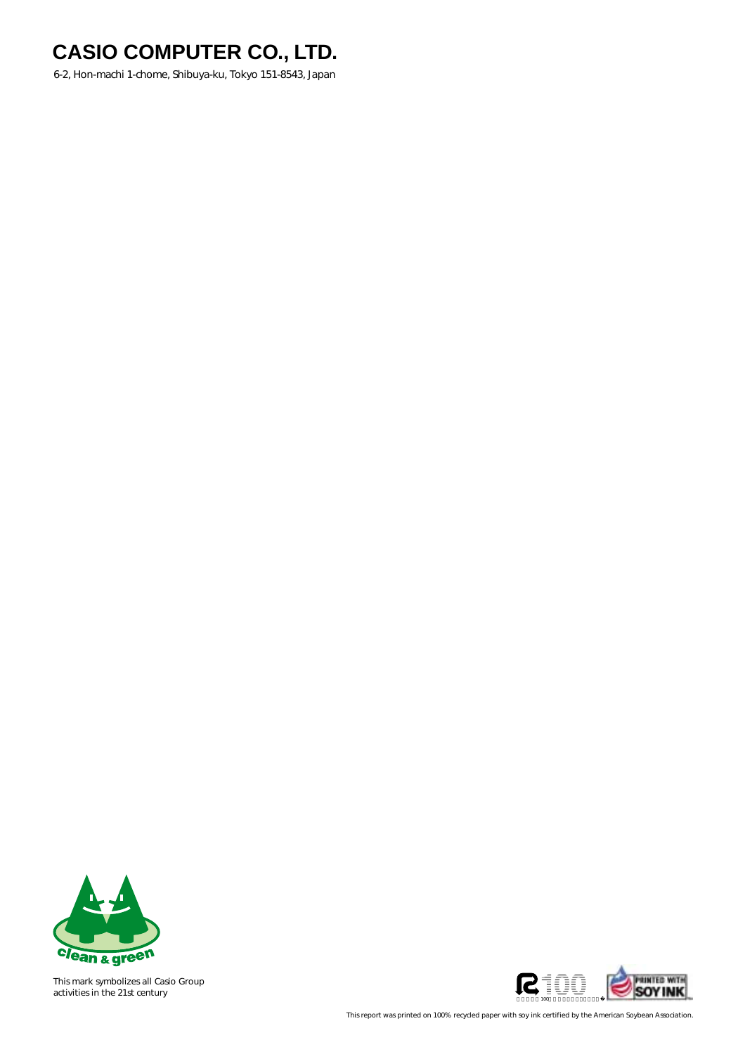# CASIO COMPUTER CO., LTD.

6-2, Hon-machi 1-chome, Shibuya-ku, Tokyo 151-8543, Japan

clean & green

This mark symbolizes all Casio Group activities in the 21st century

PRINTED WITH SOY INK

This report was printed on 100% recycled paper with soy ink certified by the American Soybean Association.